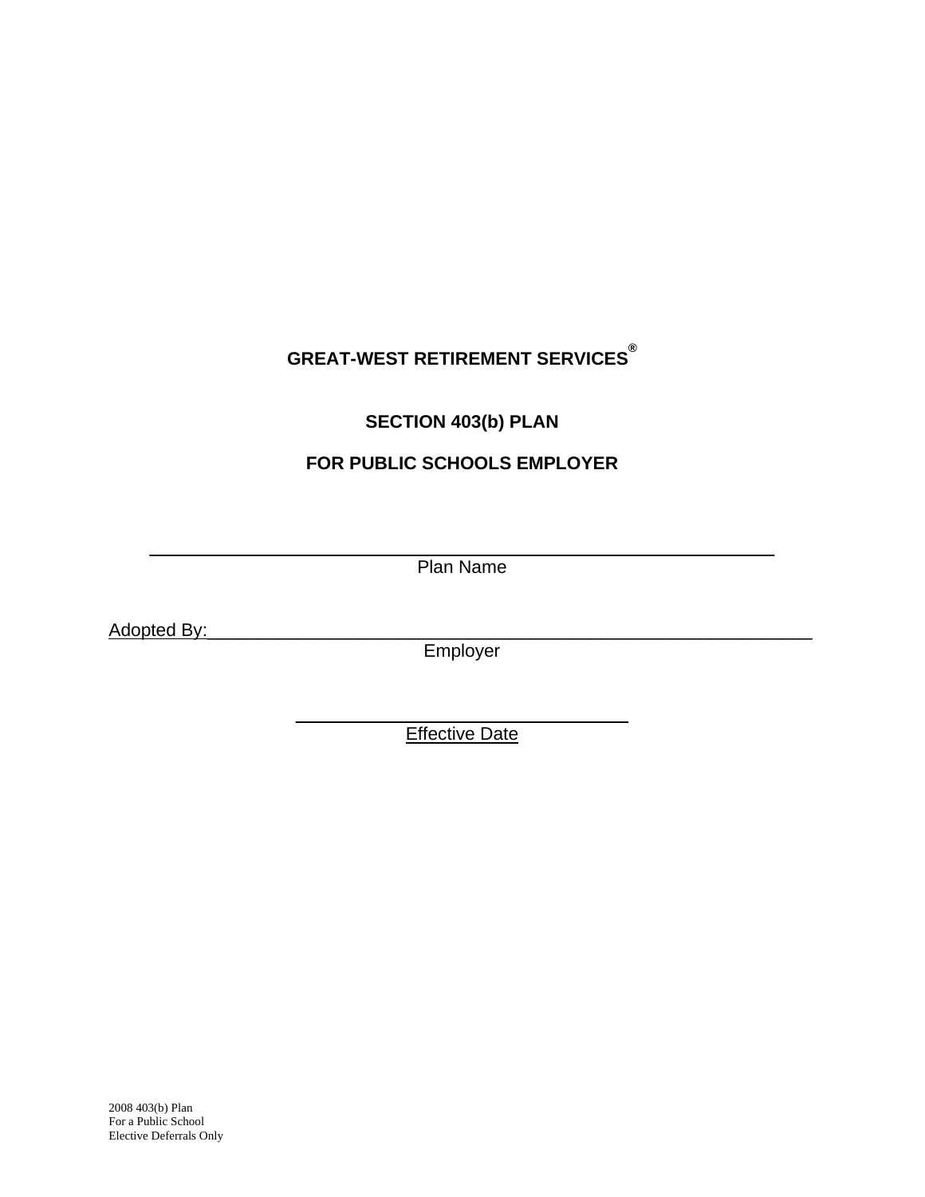# GREAT-WEST RETIREMENT SERVICES®

## SECTION 403(b) PLAN

## FOR PUBLIC SCHOOLS EMPLOYER

\_\_\_\_\_\_\_\_\_\_\_\_\_\_\_\_\_\_\_\_\_\_\_\_\_\_\_\_\_\_\_\_\_\_\_\_\_\_\_\_\_\_\_\_\_\_\_\_\_\_\_\_\_\_\_\_

Plan Name

Adopted By:\_\_\_\_\_\_\_\_\_\_\_\_\_\_\_\_\_\_\_\_\_\_\_\_\_\_\_\_\_\_\_\_\_\_\_\_\_\_\_\_\_\_\_\_\_\_\_\_\_\_\_\_\_\_\_\_

Employer

\_\_\_\_\_\_\_\_\_\_\_\_\_\_\_\_\_\_\_\_\_\_\_\_\_\_\_\_\_\_\_\_

Effective Date

2008 403(b) Plan
For a Public School
Elective Deferrals Only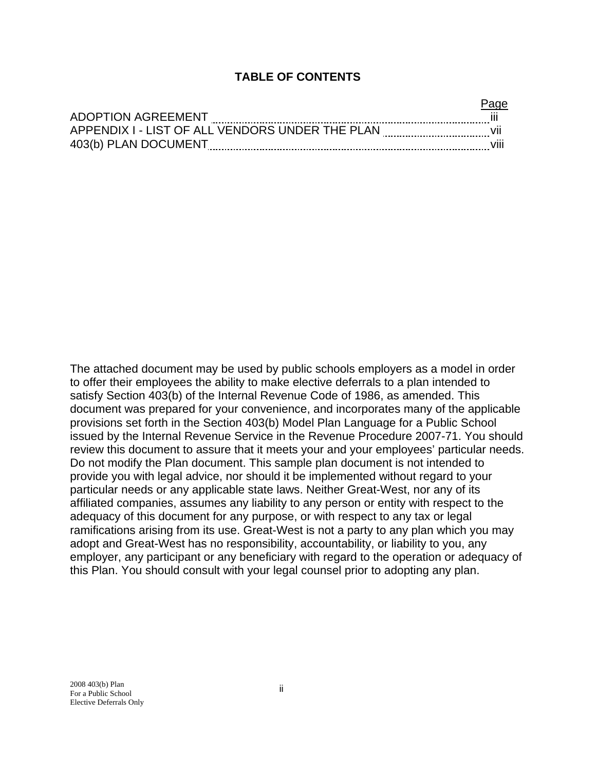# TABLE OF CONTENTS

| | Page |
|---|---|
| ADOPTION AGREEMENT | iii |
| APPENDIX I - LIST OF ALL VENDORS UNDER THE PLAN | vii |
| 403(b) PLAN DOCUMENT | viii |

The attached document may be used by public schools employers as a model in order to offer their employees the ability to make elective deferrals to a plan intended to satisfy Section 403(b) of the Internal Revenue Code of 1986, as amended. This document was prepared for your convenience, and incorporates many of the applicable provisions set forth in the Section 403(b) Model Plan Language for a Public School issued by the Internal Revenue Service in the Revenue Procedure 2007-71. You should review this document to assure that it meets your and your employees' particular needs. Do not modify the Plan document. This sample plan document is not intended to provide you with legal advice, nor should it be implemented without regard to your particular needs or any applicable state laws. Neither Great-West, nor any of its affiliated companies, assumes any liability to any person or entity with respect to the adequacy of this document for any purpose, or with respect to any tax or legal ramifications arising from its use. Great-West is not a party to any plan which you may adopt and Great-West has no responsibility, accountability, or liability to you, any employer, any participant or any beneficiary with regard to the operation or adequacy of this Plan. You should consult with your legal counsel prior to adopting any plan.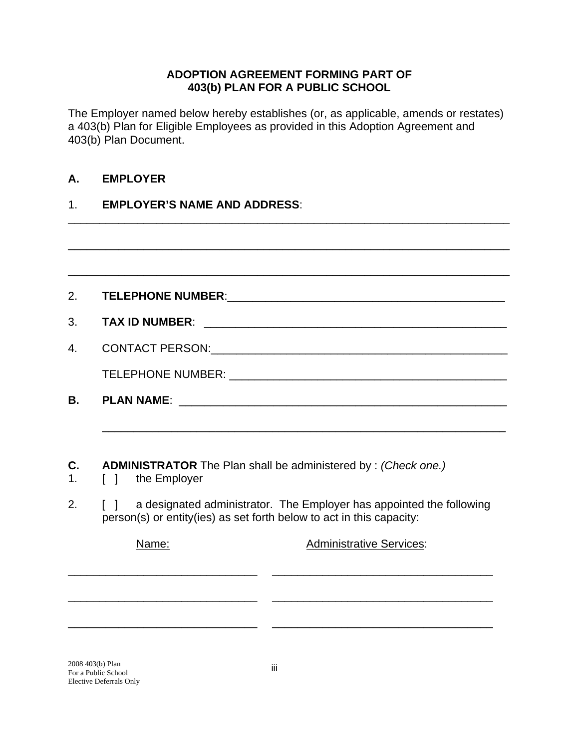**ADOPTION AGREEMENT FORMING PART OF**
**403(b) PLAN FOR A PUBLIC SCHOOL**

The Employer named below hereby establishes (or, as applicable, amends or restates) a 403(b) Plan for Eligible Employees as provided in this Adoption Agreement and 403(b) Plan Document.

**A. EMPLOYER**

1. **EMPLOYER'S NAME AND ADDRESS**:

______________________________________________________________________

______________________________________________________________________

______________________________________________________________________

2. **TELEPHONE NUMBER**:_____________________________________________

3. **TAX ID NUMBER**: ________________________________________________

4. CONTACT PERSON:_______________________________________________

   TELEPHONE NUMBER: ____________________________________________

**B. PLAN NAME**: __________________________________________________

   _____________________________________________________________

**C. ADMINISTRATOR** The Plan shall be administered by : *(Check one.)*

1. [ ] the Employer

2. [ ] a designated administrator. The Employer has appointed the following person(s) or entity(ies) as set forth below to act in this capacity:

| Name: | Administrative Services: |
|---|---|
| ____________________________ | __________________________________ |
| ____________________________ | __________________________________ |
| ____________________________ | __________________________________ |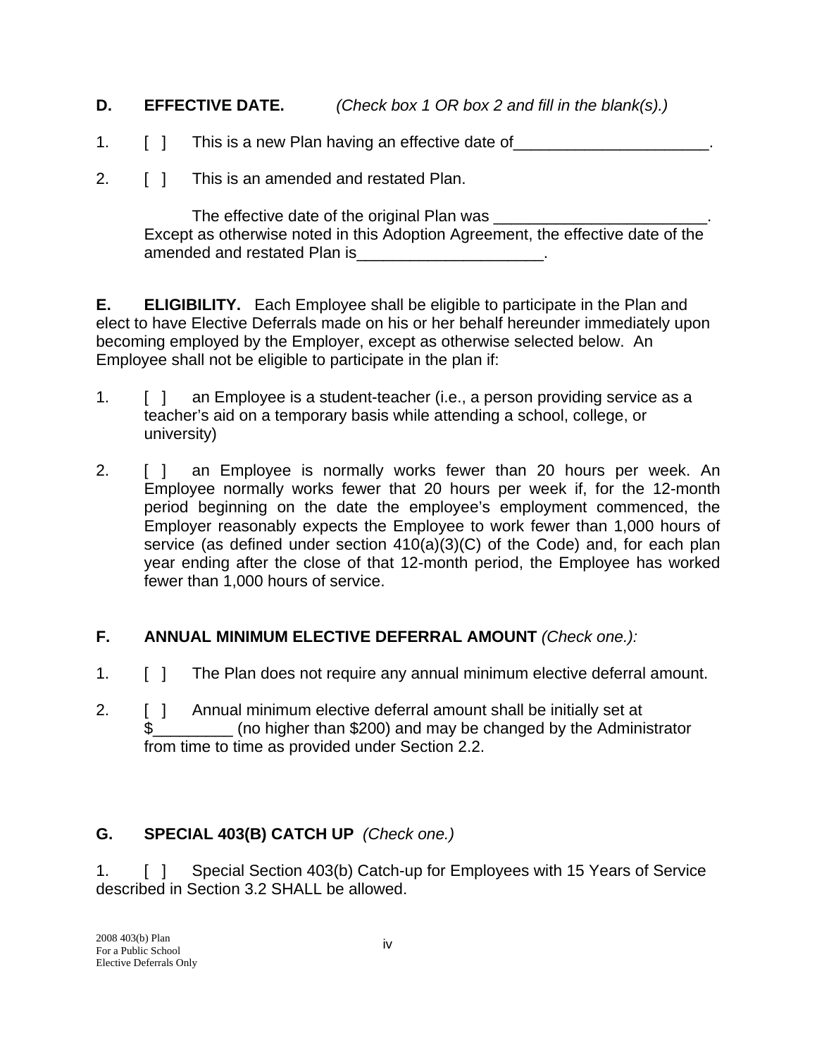**D. EFFECTIVE DATE.** *(Check box 1 OR box 2 and fill in the blank(s).)*

1. [ ] This is a new Plan having an effective date of______________________.

2. [ ] This is an amended and restated Plan.

   The effective date of the original Plan was ________________________. Except as otherwise noted in this Adoption Agreement, the effective date of the amended and restated Plan is_____________________.

**E. ELIGIBILITY.** Each Employee shall be eligible to participate in the Plan and elect to have Elective Deferrals made on his or her behalf hereunder immediately upon becoming employed by the Employer, except as otherwise selected below. An Employee shall not be eligible to participate in the plan if:

1. [ ] an Employee is a student-teacher (i.e., a person providing service as a teacher's aid on a temporary basis while attending a school, college, or university)

2. [ ] an Employee is normally works fewer than 20 hours per week. An Employee normally works fewer that 20 hours per week if, for the 12-month period beginning on the date the employee's employment commenced, the Employer reasonably expects the Employee to work fewer than 1,000 hours of service (as defined under section 410(a)(3)(C) of the Code) and, for each plan year ending after the close of that 12-month period, the Employee has worked fewer than 1,000 hours of service.

**F. ANNUAL MINIMUM ELECTIVE DEFERRAL AMOUNT** *(Check one.):*

1. [ ] The Plan does not require any annual minimum elective deferral amount.

2. [ ] Annual minimum elective deferral amount shall be initially set at $_________ (no higher than $200) and may be changed by the Administrator from time to time as provided under Section 2.2.

**G. SPECIAL 403(B) CATCH UP** *(Check one.)*

1. [ ] Special Section 403(b) Catch-up for Employees with 15 Years of Service described in Section 3.2 SHALL be allowed.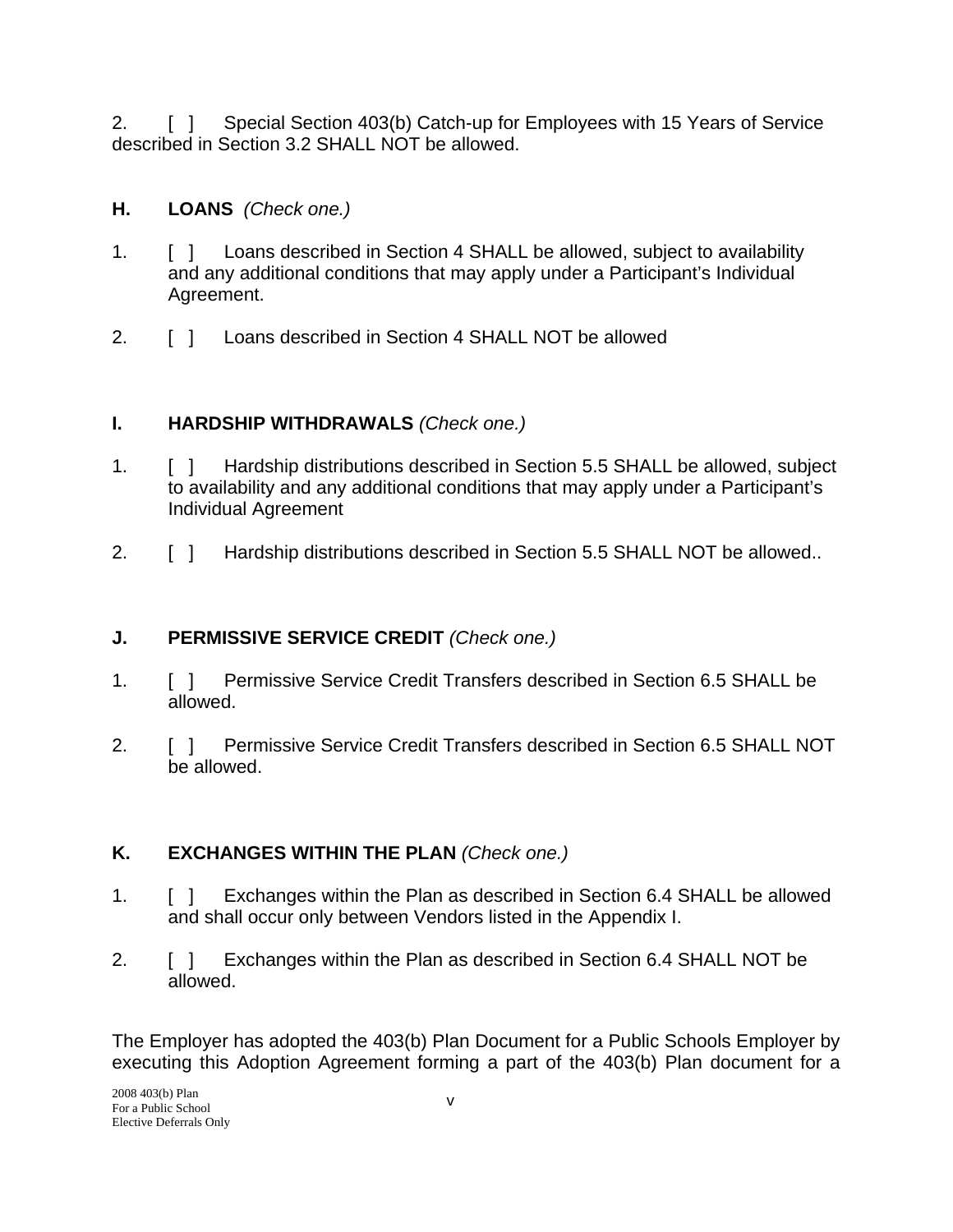2. [ ] Special Section 403(b) Catch-up for Employees with 15 Years of Service described in Section 3.2 SHALL NOT be allowed.

**H. LOANS** *(Check one.)*

1. [ ] Loans described in Section 4 SHALL be allowed, subject to availability and any additional conditions that may apply under a Participant's Individual Agreement.

2. [ ] Loans described in Section 4 SHALL NOT be allowed

**I. HARDSHIP WITHDRAWALS** *(Check one.)*

1. [ ] Hardship distributions described in Section 5.5 SHALL be allowed, subject to availability and any additional conditions that may apply under a Participant's Individual Agreement

2. [ ] Hardship distributions described in Section 5.5 SHALL NOT be allowed..

**J. PERMISSIVE SERVICE CREDIT** *(Check one.)*

1. [ ] Permissive Service Credit Transfers described in Section 6.5 SHALL be allowed.

2. [ ] Permissive Service Credit Transfers described in Section 6.5 SHALL NOT be allowed.

**K. EXCHANGES WITHIN THE PLAN** *(Check one.)*

1. [ ] Exchanges within the Plan as described in Section 6.4 SHALL be allowed and shall occur only between Vendors listed in the Appendix I.

2. [ ] Exchanges within the Plan as described in Section 6.4 SHALL NOT be allowed.

The Employer has adopted the 403(b) Plan Document for a Public Schools Employer by executing this Adoption Agreement forming a part of the 403(b) Plan document for a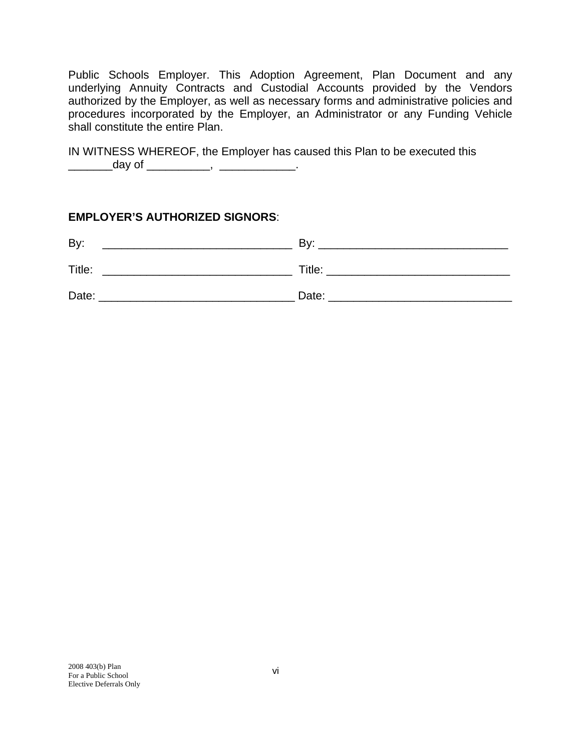Public Schools Employer. This Adoption Agreement, Plan Document and any underlying Annuity Contracts and Custodial Accounts provided by the Vendors authorized by the Employer, as well as necessary forms and administrative policies and procedures incorporated by the Employer, an Administrator or any Funding Vehicle shall constitute the entire Plan.

IN WITNESS WHEREOF, the Employer has caused this Plan to be executed this _______day of __________, ____________.

**EMPLOYER'S AUTHORIZED SIGNORS**:

By: ______________________________ By: ______________________________

Title: ______________________________ Title: _____________________________

Date: _______________________________ Date: _____________________________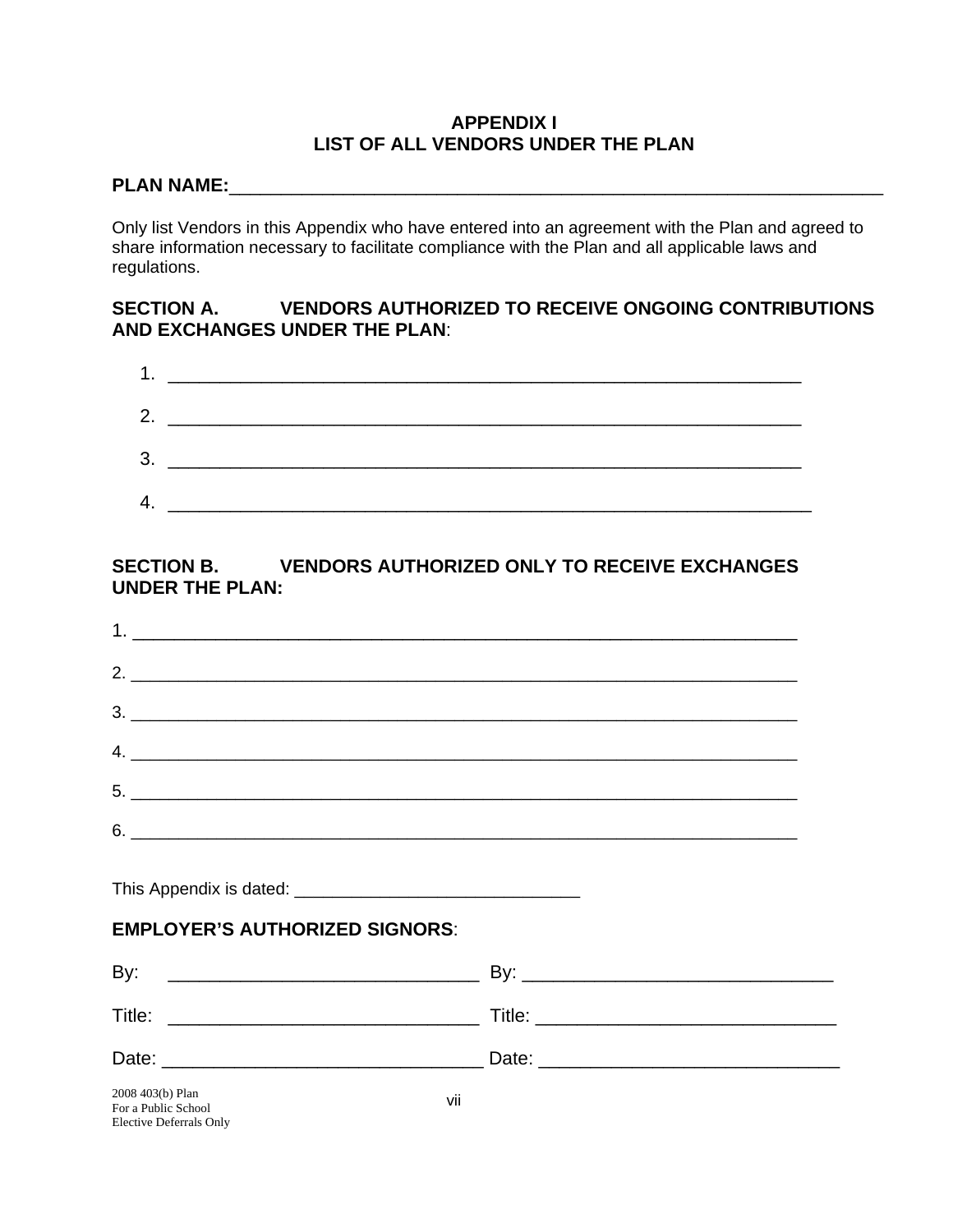# APPENDIX I
# LIST OF ALL VENDORS UNDER THE PLAN

**PLAN NAME:**___________________________________________________________________

Only list Vendors in this Appendix who have entered into an agreement with the Plan and agreed to share information necessary to facilitate compliance with the Plan and all applicable laws and regulations.

**SECTION A. VENDORS AUTHORIZED TO RECEIVE ONGOING CONTRIBUTIONS AND EXCHANGES UNDER THE PLAN**:

1. _______________________________________________________________

2. _______________________________________________________________

3. _______________________________________________________________

4. ________________________________________________________________

**SECTION B. VENDORS AUTHORIZED ONLY TO RECEIVE EXCHANGES UNDER THE PLAN:**

1. ____________________________________________________________________

2. ____________________________________________________________________

3. ____________________________________________________________________

4. ____________________________________________________________________

5. ____________________________________________________________________

6. ____________________________________________________________________

This Appendix is dated: _____________________________

**EMPLOYER'S AUTHORIZED SIGNORS**:

By: _______________________________ By: _______________________________

Title: _______________________________ Title: ______________________________

Date: ________________________________ Date: ______________________________

2008 403(b) Plan
For a Public School
Elective Deferrals Only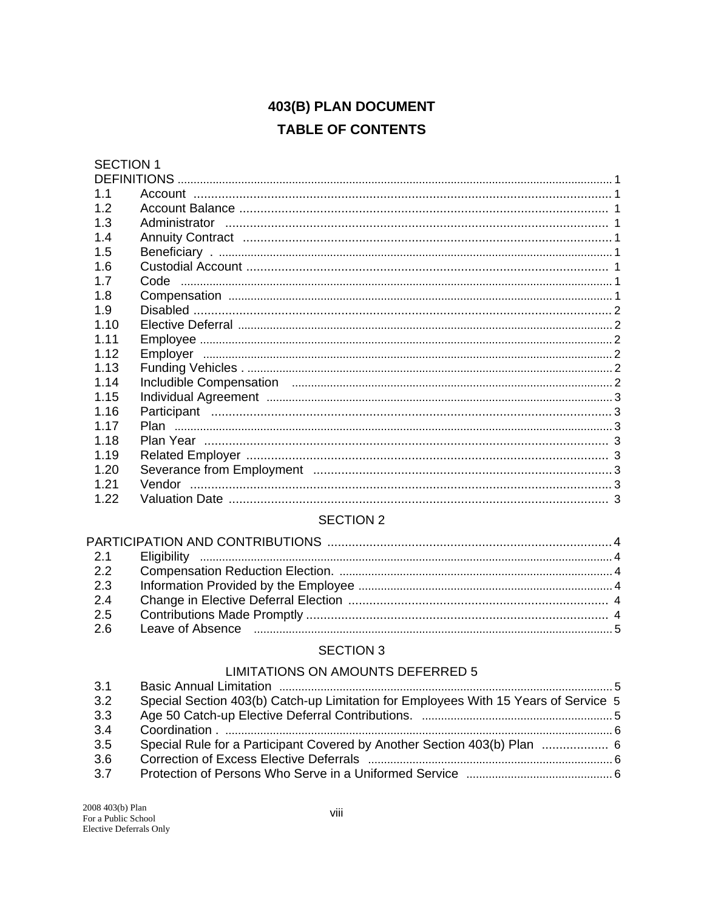# 403(B) PLAN DOCUMENT

## TABLE OF CONTENTS

SECTION 1

DEFINITIONS ........ 1

| | | |
|---|---|---|
| 1.1 | Account | 1 |
| 1.2 | Account Balance | 1 |
| 1.3 | Administrator | 1 |
| 1.4 | Annuity Contract | 1 |
| 1.5 | Beneficiary . | 1 |
| 1.6 | Custodial Account | 1 |
| 1.7 | Code | 1 |
| 1.8 | Compensation | 1 |
| 1.9 | Disabled | 2 |
| 1.10 | Elective Deferral | 2 |
| 1.11 | Employee | 2 |
| 1.12 | Employer | 2 |
| 1.13 | Funding Vehicles . | 2 |
| 1.14 | Includible Compensation | 2 |
| 1.15 | Individual Agreement | 3 |
| 1.16 | Participant | 3 |
| 1.17 | Plan | 3 |
| 1.18 | Plan Year | 3 |
| 1.19 | Related Employer | 3 |
| 1.20 | Severance from Employment | 3 |
| 1.21 | Vendor | 3 |
| 1.22 | Valuation Date | 3 |

SECTION 2

PARTICIPATION AND CONTRIBUTIONS ........ 4

| | | |
|---|---|---|
| 2.1 | Eligibility | 4 |
| 2.2 | Compensation Reduction Election. | 4 |
| 2.3 | Information Provided by the Employee | 4 |
| 2.4 | Change in Elective Deferral Election | 4 |
| 2.5 | Contributions Made Promptly | 4 |
| 2.6 | Leave of Absence | 5 |

SECTION 3

LIMITATIONS ON AMOUNTS DEFERRED 5

| | | |
|---|---|---|
| 3.1 | Basic Annual Limitation | 5 |
| 3.2 | Special Section 403(b) Catch-up Limitation for Employees With 15 Years of Service | 5 |
| 3.3 | Age 50 Catch-up Elective Deferral Contributions. | 5 |
| 3.4 | Coordination . | 6 |
| 3.5 | Special Rule for a Participant Covered by Another Section 403(b) Plan | 6 |
| 3.6 | Correction of Excess Elective Deferrals | 6 |
| 3.7 | Protection of Persons Who Serve in a Uniformed Service | 6 |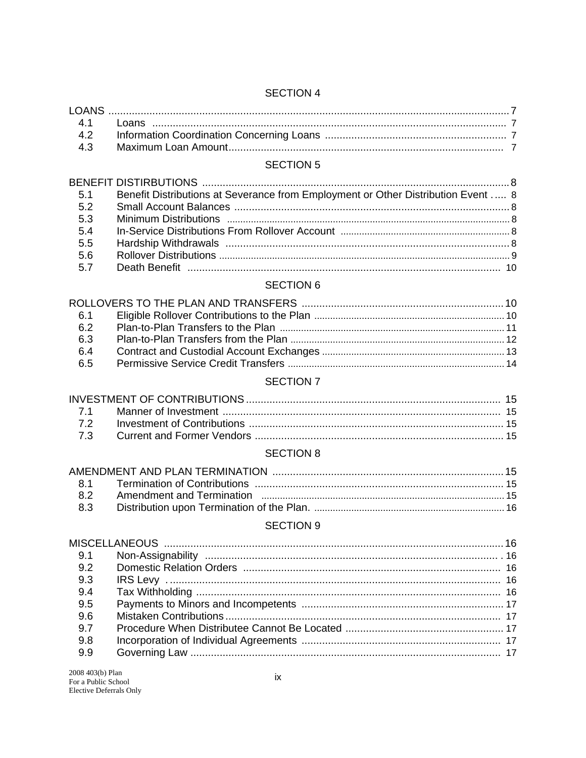SECTION 4

| | | |
|---|---|---|
| LOANS | | 7 |
| 4.1 | Loans | 7 |
| 4.2 | Information Coordination Concerning Loans | 7 |
| 4.3 | Maximum Loan Amount | 7 |

SECTION 5

| | | |
|---|---|---|
| BENEFIT DISTIRBUTIONS | | 8 |
| 5.1 | Benefit Distributions at Severance from Employment or Other Distribution Event | 8 |
| 5.2 | Small Account Balances | 8 |
| 5.3 | Minimum Distributions | 8 |
| 5.4 | In-Service Distributions From Rollover Account | 8 |
| 5.5 | Hardship Withdrawals | 8 |
| 5.6 | Rollover Distributions | 9 |
| 5.7 | Death Benefit | 10 |

SECTION 6

| | | |
|---|---|---|
| ROLLOVERS TO THE PLAN AND TRANSFERS | | 10 |
| 6.1 | Eligible Rollover Contributions to the Plan | 10 |
| 6.2 | Plan-to-Plan Transfers to the Plan | 11 |
| 6.3 | Plan-to-Plan Transfers from the Plan | 12 |
| 6.4 | Contract and Custodial Account Exchanges | 13 |
| 6.5 | Permissive Service Credit Transfers | 14 |

SECTION 7

| | | |
|---|---|---|
| INVESTMENT OF CONTRIBUTIONS | | 15 |
| 7.1 | Manner of Investment | 15 |
| 7.2 | Investment of Contributions | 15 |
| 7.3 | Current and Former Vendors | 15 |

SECTION 8

| | | |
|---|---|---|
| AMENDMENT AND PLAN TERMINATION | | 15 |
| 8.1 | Termination of Contributions | 15 |
| 8.2 | Amendment and Termination | 15 |
| 8.3 | Distribution upon Termination of the Plan. | 16 |

SECTION 9

| | | |
|---|---|---|
| MISCELLANEOUS | | 16 |
| 9.1 | Non-Assignability | 16 |
| 9.2 | Domestic Relation Orders | 16 |
| 9.3 | IRS Levy | 16 |
| 9.4 | Tax Withholding | 16 |
| 9.5 | Payments to Minors and Incompetents | 17 |
| 9.6 | Mistaken Contributions | 17 |
| 9.7 | Procedure When Distributee Cannot Be Located | 17 |
| 9.8 | Incorporation of Individual Agreements | 17 |
| 9.9 | Governing Law | 17 |

2008 403(b) Plan
For a Public School
Elective Deferrals Only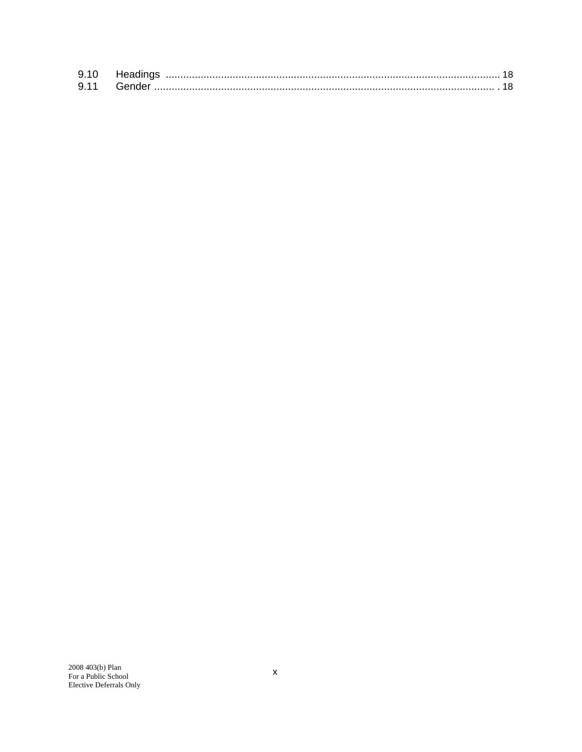9.10 Headings .................................................................................................................. 18
9.11 Gender ..................................................................................................................... 18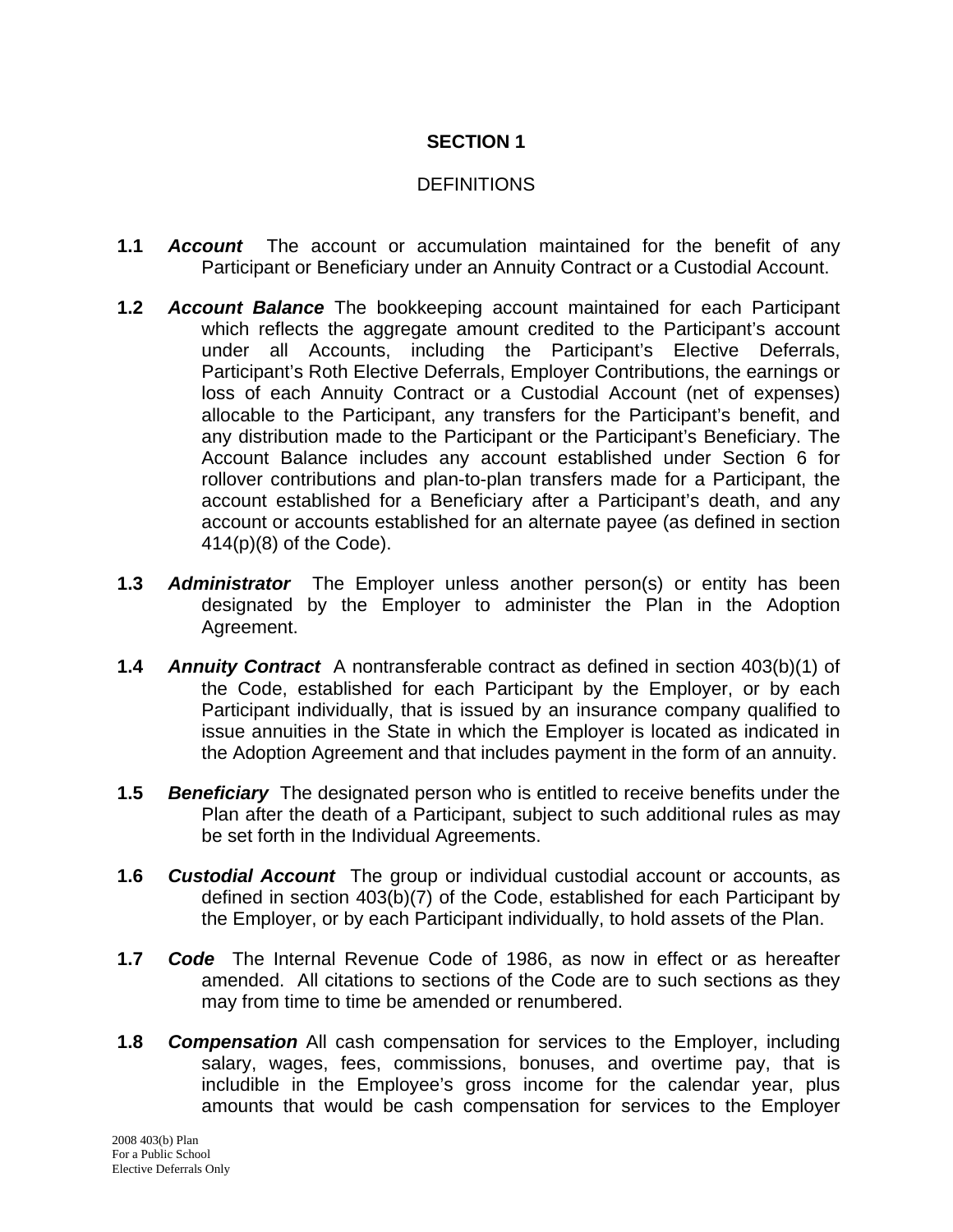# SECTION 1

## DEFINITIONS

**1.1** ***Account*** The account or accumulation maintained for the benefit of any Participant or Beneficiary under an Annuity Contract or a Custodial Account.

**1.2** ***Account Balance*** The bookkeeping account maintained for each Participant which reflects the aggregate amount credited to the Participant's account under all Accounts, including the Participant's Elective Deferrals, Participant's Roth Elective Deferrals, Employer Contributions, the earnings or loss of each Annuity Contract or a Custodial Account (net of expenses) allocable to the Participant, any transfers for the Participant's benefit, and any distribution made to the Participant or the Participant's Beneficiary. The Account Balance includes any account established under Section 6 for rollover contributions and plan-to-plan transfers made for a Participant, the account established for a Beneficiary after a Participant's death, and any account or accounts established for an alternate payee (as defined in section 414(p)(8) of the Code).

**1.3** ***Administrator*** The Employer unless another person(s) or entity has been designated by the Employer to administer the Plan in the Adoption Agreement.

**1.4** ***Annuity Contract*** A nontransferable contract as defined in section 403(b)(1) of the Code, established for each Participant by the Employer, or by each Participant individually, that is issued by an insurance company qualified to issue annuities in the State in which the Employer is located as indicated in the Adoption Agreement and that includes payment in the form of an annuity.

**1.5** ***Beneficiary*** The designated person who is entitled to receive benefits under the Plan after the death of a Participant, subject to such additional rules as may be set forth in the Individual Agreements.

**1.6** ***Custodial Account*** The group or individual custodial account or accounts, as defined in section 403(b)(7) of the Code, established for each Participant by the Employer, or by each Participant individually, to hold assets of the Plan.

**1.7** ***Code*** The Internal Revenue Code of 1986, as now in effect or as hereafter amended. All citations to sections of the Code are to such sections as they may from time to time be amended or renumbered.

**1.8** ***Compensation*** All cash compensation for services to the Employer, including salary, wages, fees, commissions, bonuses, and overtime pay, that is includible in the Employee's gross income for the calendar year, plus amounts that would be cash compensation for services to the Employer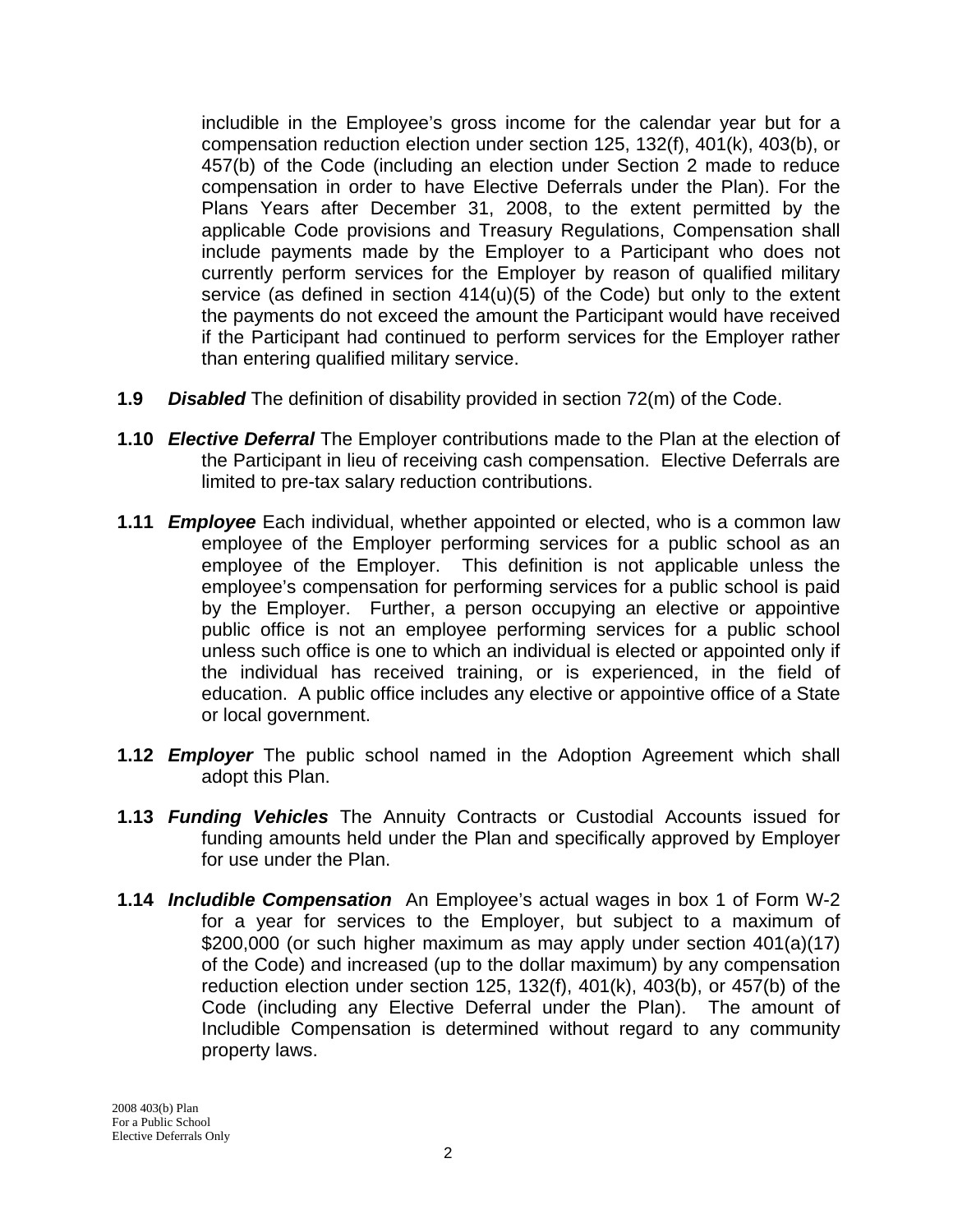includible in the Employee's gross income for the calendar year but for a compensation reduction election under section 125, 132(f), 401(k), 403(b), or 457(b) of the Code (including an election under Section 2 made to reduce compensation in order to have Elective Deferrals under the Plan). For the Plans Years after December 31, 2008, to the extent permitted by the applicable Code provisions and Treasury Regulations, Compensation shall include payments made by the Employer to a Participant who does not currently perform services for the Employer by reason of qualified military service (as defined in section 414(u)(5) of the Code) but only to the extent the payments do not exceed the amount the Participant would have received if the Participant had continued to perform services for the Employer rather than entering qualified military service.

**1.9** ***Disabled*** The definition of disability provided in section 72(m) of the Code.

**1.10** ***Elective Deferral*** The Employer contributions made to the Plan at the election of the Participant in lieu of receiving cash compensation. Elective Deferrals are limited to pre-tax salary reduction contributions.

**1.11** ***Employee*** Each individual, whether appointed or elected, who is a common law employee of the Employer performing services for a public school as an employee of the Employer. This definition is not applicable unless the employee's compensation for performing services for a public school is paid by the Employer. Further, a person occupying an elective or appointive public office is not an employee performing services for a public school unless such office is one to which an individual is elected or appointed only if the individual has received training, or is experienced, in the field of education. A public office includes any elective or appointive office of a State or local government.

**1.12** ***Employer*** The public school named in the Adoption Agreement which shall adopt this Plan.

**1.13** ***Funding Vehicles*** The Annuity Contracts or Custodial Accounts issued for funding amounts held under the Plan and specifically approved by Employer for use under the Plan.

**1.14** ***Includible Compensation*** An Employee's actual wages in box 1 of Form W-2 for a year for services to the Employer, but subject to a maximum of \$200,000 (or such higher maximum as may apply under section 401(a)(17) of the Code) and increased (up to the dollar maximum) by any compensation reduction election under section 125, 132(f), 401(k), 403(b), or 457(b) of the Code (including any Elective Deferral under the Plan). The amount of Includible Compensation is determined without regard to any community property laws.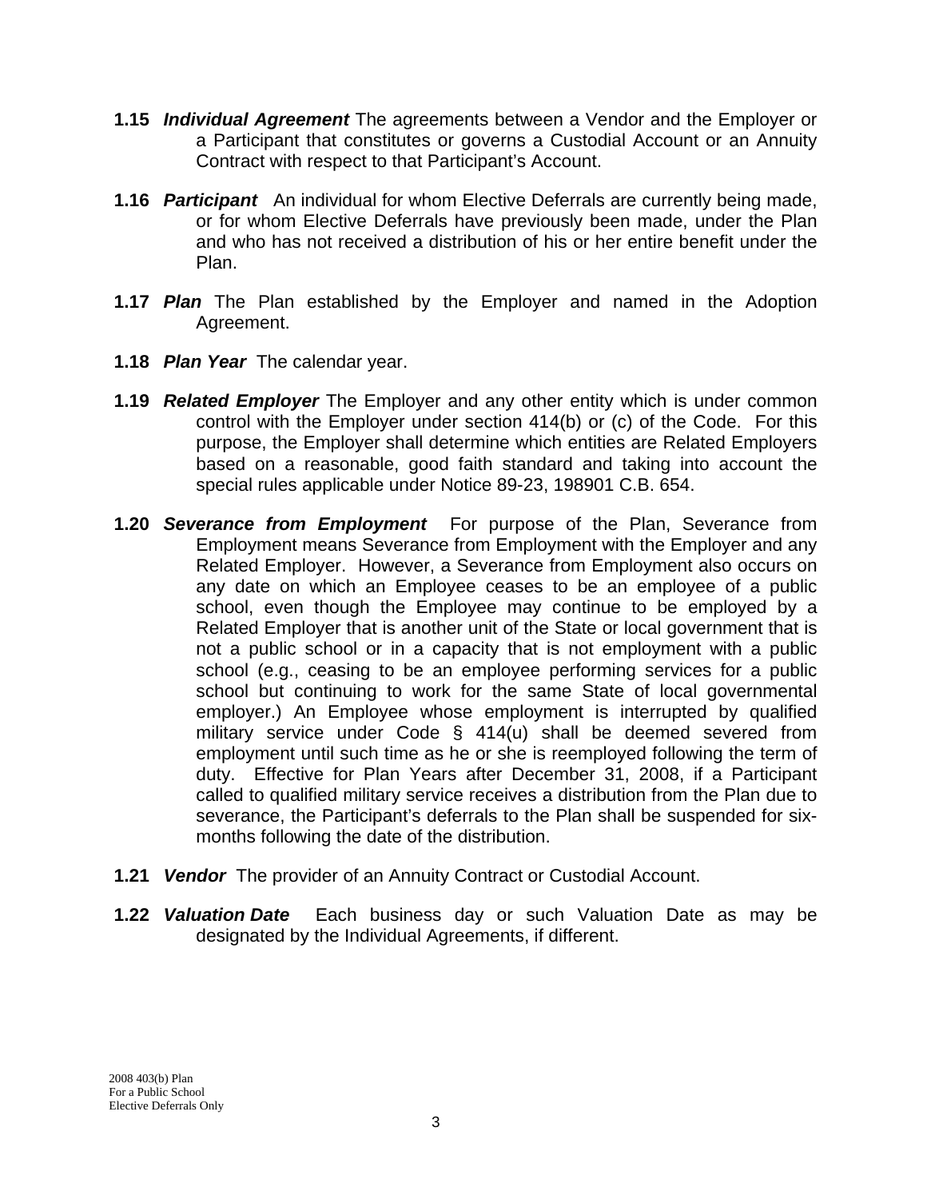**1.15** ***Individual Agreement*** The agreements between a Vendor and the Employer or a Participant that constitutes or governs a Custodial Account or an Annuity Contract with respect to that Participant's Account.

**1.16** ***Participant*** An individual for whom Elective Deferrals are currently being made, or for whom Elective Deferrals have previously been made, under the Plan and who has not received a distribution of his or her entire benefit under the Plan.

**1.17** ***Plan*** The Plan established by the Employer and named in the Adoption Agreement.

**1.18** ***Plan Year*** The calendar year.

**1.19** ***Related Employer*** The Employer and any other entity which is under common control with the Employer under section 414(b) or (c) of the Code. For this purpose, the Employer shall determine which entities are Related Employers based on a reasonable, good faith standard and taking into account the special rules applicable under Notice 89-23, 198901 C.B. 654.

**1.20** ***Severance from Employment*** For purpose of the Plan, Severance from Employment means Severance from Employment with the Employer and any Related Employer. However, a Severance from Employment also occurs on any date on which an Employee ceases to be an employee of a public school, even though the Employee may continue to be employed by a Related Employer that is another unit of the State or local government that is not a public school or in a capacity that is not employment with a public school (e.g., ceasing to be an employee performing services for a public school but continuing to work for the same State of local governmental employer.) An Employee whose employment is interrupted by qualified military service under Code § 414(u) shall be deemed severed from employment until such time as he or she is reemployed following the term of duty. Effective for Plan Years after December 31, 2008, if a Participant called to qualified military service receives a distribution from the Plan due to severance, the Participant's deferrals to the Plan shall be suspended for six-months following the date of the distribution.

**1.21** ***Vendor*** The provider of an Annuity Contract or Custodial Account.

**1.22** ***Valuation Date*** Each business day or such Valuation Date as may be designated by the Individual Agreements, if different.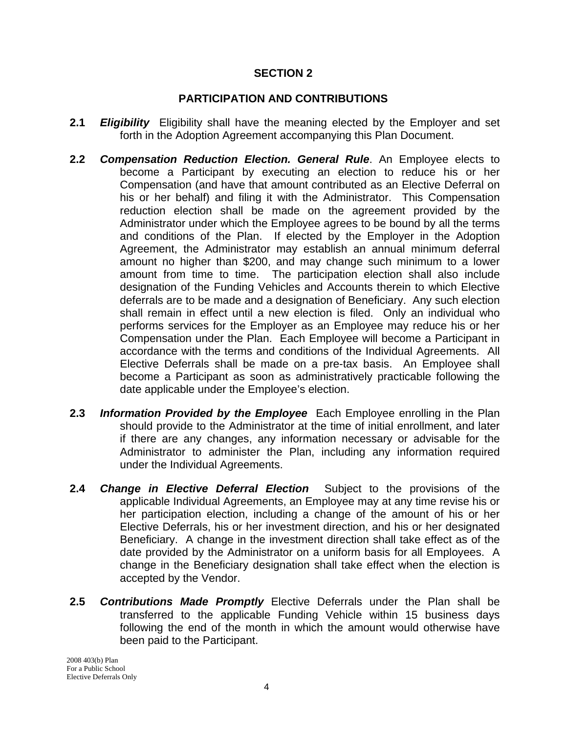# SECTION 2

## PARTICIPATION AND CONTRIBUTIONS

**2.1** ***Eligibility*** Eligibility shall have the meaning elected by the Employer and set forth in the Adoption Agreement accompanying this Plan Document.

**2.2** ***Compensation Reduction Election. General Rule***. An Employee elects to become a Participant by executing an election to reduce his or her Compensation (and have that amount contributed as an Elective Deferral on his or her behalf) and filing it with the Administrator. This Compensation reduction election shall be made on the agreement provided by the Administrator under which the Employee agrees to be bound by all the terms and conditions of the Plan. If elected by the Employer in the Adoption Agreement, the Administrator may establish an annual minimum deferral amount no higher than $200, and may change such minimum to a lower amount from time to time. The participation election shall also include designation of the Funding Vehicles and Accounts therein to which Elective deferrals are to be made and a designation of Beneficiary. Any such election shall remain in effect until a new election is filed. Only an individual who performs services for the Employer as an Employee may reduce his or her Compensation under the Plan. Each Employee will become a Participant in accordance with the terms and conditions of the Individual Agreements. All Elective Deferrals shall be made on a pre-tax basis. An Employee shall become a Participant as soon as administratively practicable following the date applicable under the Employee's election.

**2.3** ***Information Provided by the Employee*** Each Employee enrolling in the Plan should provide to the Administrator at the time of initial enrollment, and later if there are any changes, any information necessary or advisable for the Administrator to administer the Plan, including any information required under the Individual Agreements.

**2.4** ***Change in Elective Deferral Election*** Subject to the provisions of the applicable Individual Agreements, an Employee may at any time revise his or her participation election, including a change of the amount of his or her Elective Deferrals, his or her investment direction, and his or her designated Beneficiary. A change in the investment direction shall take effect as of the date provided by the Administrator on a uniform basis for all Employees. A change in the Beneficiary designation shall take effect when the election is accepted by the Vendor.

**2.5** ***Contributions Made Promptly*** Elective Deferrals under the Plan shall be transferred to the applicable Funding Vehicle within 15 business days following the end of the month in which the amount would otherwise have been paid to the Participant.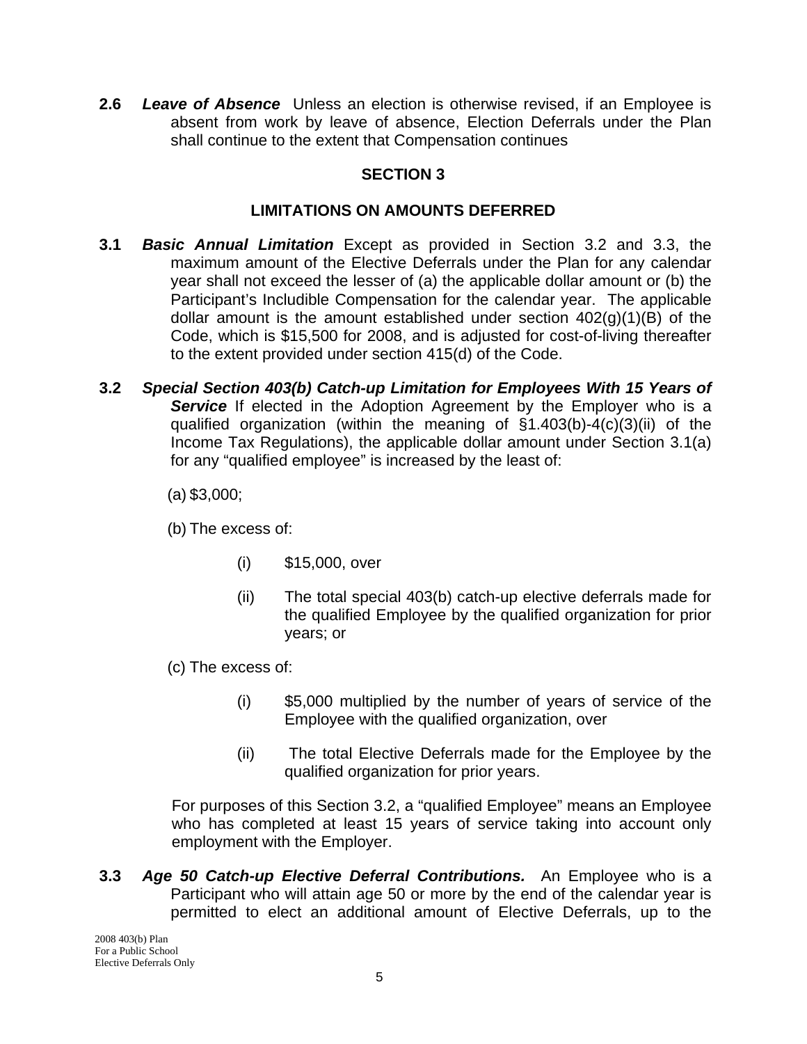**2.6** ***Leave of Absence*** Unless an election is otherwise revised, if an Employee is absent from work by leave of absence, Election Deferrals under the Plan shall continue to the extent that Compensation continues

## SECTION 3

## LIMITATIONS ON AMOUNTS DEFERRED

**3.1** ***Basic Annual Limitation*** Except as provided in Section 3.2 and 3.3, the maximum amount of the Elective Deferrals under the Plan for any calendar year shall not exceed the lesser of (a) the applicable dollar amount or (b) the Participant's Includible Compensation for the calendar year. The applicable dollar amount is the amount established under section 402(g)(1)(B) of the Code, which is $15,500 for 2008, and is adjusted for cost-of-living thereafter to the extent provided under section 415(d) of the Code.

**3.2** ***Special Section 403(b) Catch-up Limitation for Employees With 15 Years of Service*** If elected in the Adoption Agreement by the Employer who is a qualified organization (within the meaning of §1.403(b)-4(c)(3)(ii) of the Income Tax Regulations), the applicable dollar amount under Section 3.1(a) for any "qualified employee" is increased by the least of:

(a) $3,000;

(b) The excess of:

(i) $15,000, over

(ii) The total special 403(b) catch-up elective deferrals made for the qualified Employee by the qualified organization for prior years; or

(c) The excess of:

(i) $5,000 multiplied by the number of years of service of the Employee with the qualified organization, over

(ii) The total Elective Deferrals made for the Employee by the qualified organization for prior years.

For purposes of this Section 3.2, a "qualified Employee" means an Employee who has completed at least 15 years of service taking into account only employment with the Employer.

**3.3** ***Age 50 Catch-up Elective Deferral Contributions.*** An Employee who is a Participant who will attain age 50 or more by the end of the calendar year is permitted to elect an additional amount of Elective Deferrals, up to the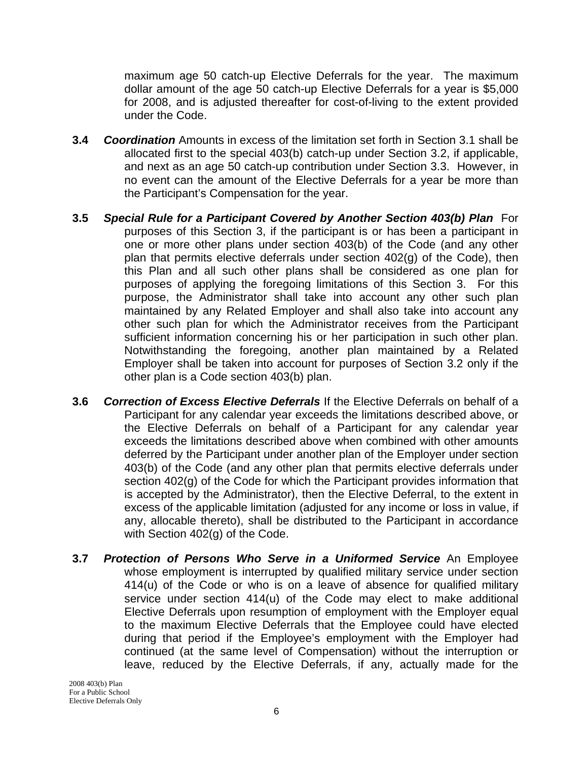maximum age 50 catch-up Elective Deferrals for the year. The maximum dollar amount of the age 50 catch-up Elective Deferrals for a year is $5,000 for 2008, and is adjusted thereafter for cost-of-living to the extent provided under the Code.

**3.4** ***Coordination*** Amounts in excess of the limitation set forth in Section 3.1 shall be allocated first to the special 403(b) catch-up under Section 3.2, if applicable, and next as an age 50 catch-up contribution under Section 3.3. However, in no event can the amount of the Elective Deferrals for a year be more than the Participant's Compensation for the year.

**3.5** ***Special Rule for a Participant Covered by Another Section 403(b) Plan*** For purposes of this Section 3, if the participant is or has been a participant in one or more other plans under section 403(b) of the Code (and any other plan that permits elective deferrals under section 402(g) of the Code), then this Plan and all such other plans shall be considered as one plan for purposes of applying the foregoing limitations of this Section 3. For this purpose, the Administrator shall take into account any other such plan maintained by any Related Employer and shall also take into account any other such plan for which the Administrator receives from the Participant sufficient information concerning his or her participation in such other plan. Notwithstanding the foregoing, another plan maintained by a Related Employer shall be taken into account for purposes of Section 3.2 only if the other plan is a Code section 403(b) plan.

**3.6** ***Correction of Excess Elective Deferrals*** If the Elective Deferrals on behalf of a Participant for any calendar year exceeds the limitations described above, or the Elective Deferrals on behalf of a Participant for any calendar year exceeds the limitations described above when combined with other amounts deferred by the Participant under another plan of the Employer under section 403(b) of the Code (and any other plan that permits elective deferrals under section 402(g) of the Code for which the Participant provides information that is accepted by the Administrator), then the Elective Deferral, to the extent in excess of the applicable limitation (adjusted for any income or loss in value, if any, allocable thereto), shall be distributed to the Participant in accordance with Section 402(g) of the Code.

**3.7** ***Protection of Persons Who Serve in a Uniformed Service*** An Employee whose employment is interrupted by qualified military service under section 414(u) of the Code or who is on a leave of absence for qualified military service under section 414(u) of the Code may elect to make additional Elective Deferrals upon resumption of employment with the Employer equal to the maximum Elective Deferrals that the Employee could have elected during that period if the Employee's employment with the Employer had continued (at the same level of Compensation) without the interruption or leave, reduced by the Elective Deferrals, if any, actually made for the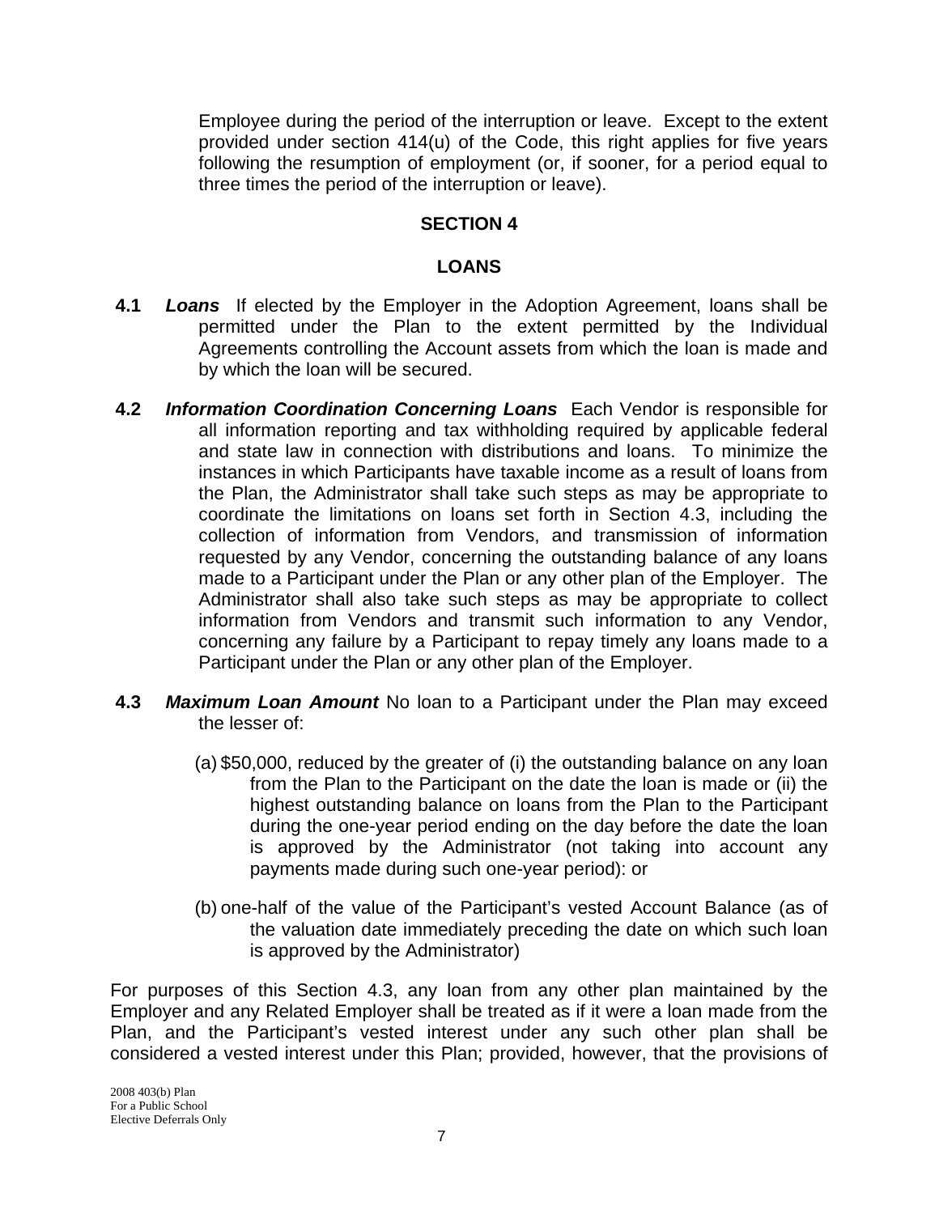Employee during the period of the interruption or leave. Except to the extent provided under section 414(u) of the Code, this right applies for five years following the resumption of employment (or, if sooner, for a period equal to three times the period of the interruption or leave).

## SECTION 4

## LOANS

**4.1** ***Loans*** If elected by the Employer in the Adoption Agreement, loans shall be permitted under the Plan to the extent permitted by the Individual Agreements controlling the Account assets from which the loan is made and by which the loan will be secured.

**4.2** ***Information Coordination Concerning Loans*** Each Vendor is responsible for all information reporting and tax withholding required by applicable federal and state law in connection with distributions and loans. To minimize the instances in which Participants have taxable income as a result of loans from the Plan, the Administrator shall take such steps as may be appropriate to coordinate the limitations on loans set forth in Section 4.3, including the collection of information from Vendors, and transmission of information requested by any Vendor, concerning the outstanding balance of any loans made to a Participant under the Plan or any other plan of the Employer. The Administrator shall also take such steps as may be appropriate to collect information from Vendors and transmit such information to any Vendor, concerning any failure by a Participant to repay timely any loans made to a Participant under the Plan or any other plan of the Employer.

**4.3** ***Maximum Loan Amount*** No loan to a Participant under the Plan may exceed the lesser of:

(a) $50,000, reduced by the greater of (i) the outstanding balance on any loan from the Plan to the Participant on the date the loan is made or (ii) the highest outstanding balance on loans from the Plan to the Participant during the one-year period ending on the day before the date the loan is approved by the Administrator (not taking into account any payments made during such one-year period): or

(b) one-half of the value of the Participant's vested Account Balance (as of the valuation date immediately preceding the date on which such loan is approved by the Administrator)

For purposes of this Section 4.3, any loan from any other plan maintained by the Employer and any Related Employer shall be treated as if it were a loan made from the Plan, and the Participant's vested interest under any such other plan shall be considered a vested interest under this Plan; provided, however, that the provisions of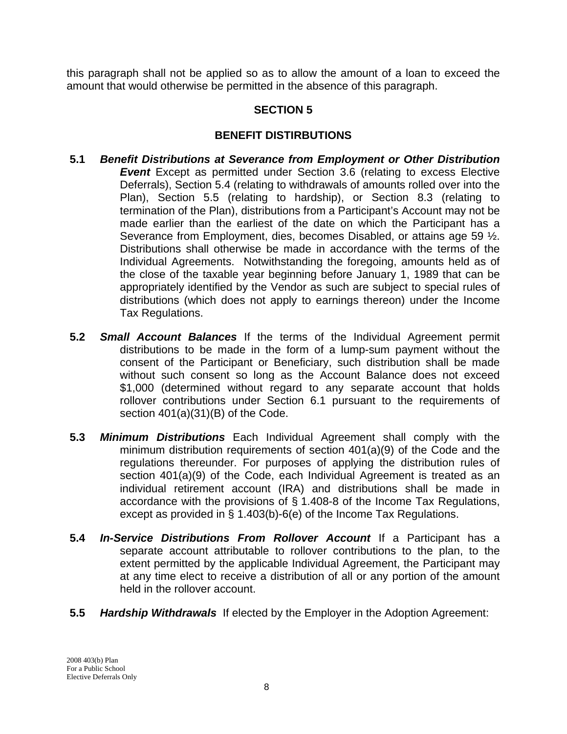this paragraph shall not be applied so as to allow the amount of a loan to exceed the amount that would otherwise be permitted in the absence of this paragraph.

## SECTION 5

## BENEFIT DISTIRBUTIONS

**5.1** ***Benefit Distributions at Severance from Employment or Other Distribution Event*** Except as permitted under Section 3.6 (relating to excess Elective Deferrals), Section 5.4 (relating to withdrawals of amounts rolled over into the Plan), Section 5.5 (relating to hardship), or Section 8.3 (relating to termination of the Plan), distributions from a Participant's Account may not be made earlier than the earliest of the date on which the Participant has a Severance from Employment, dies, becomes Disabled, or attains age 59 ½. Distributions shall otherwise be made in accordance with the terms of the Individual Agreements. Notwithstanding the foregoing, amounts held as of the close of the taxable year beginning before January 1, 1989 that can be appropriately identified by the Vendor as such are subject to special rules of distributions (which does not apply to earnings thereon) under the Income Tax Regulations.

**5.2** ***Small Account Balances*** If the terms of the Individual Agreement permit distributions to be made in the form of a lump-sum payment without the consent of the Participant or Beneficiary, such distribution shall be made without such consent so long as the Account Balance does not exceed $1,000 (determined without regard to any separate account that holds rollover contributions under Section 6.1 pursuant to the requirements of section 401(a)(31)(B) of the Code.

**5.3** ***Minimum Distributions*** Each Individual Agreement shall comply with the minimum distribution requirements of section 401(a)(9) of the Code and the regulations thereunder. For purposes of applying the distribution rules of section 401(a)(9) of the Code, each Individual Agreement is treated as an individual retirement account (IRA) and distributions shall be made in accordance with the provisions of § 1.408-8 of the Income Tax Regulations, except as provided in § 1.403(b)-6(e) of the Income Tax Regulations.

**5.4** ***In-Service Distributions From Rollover Account*** If a Participant has a separate account attributable to rollover contributions to the plan, to the extent permitted by the applicable Individual Agreement, the Participant may at any time elect to receive a distribution of all or any portion of the amount held in the rollover account.

**5.5** ***Hardship Withdrawals*** If elected by the Employer in the Adoption Agreement: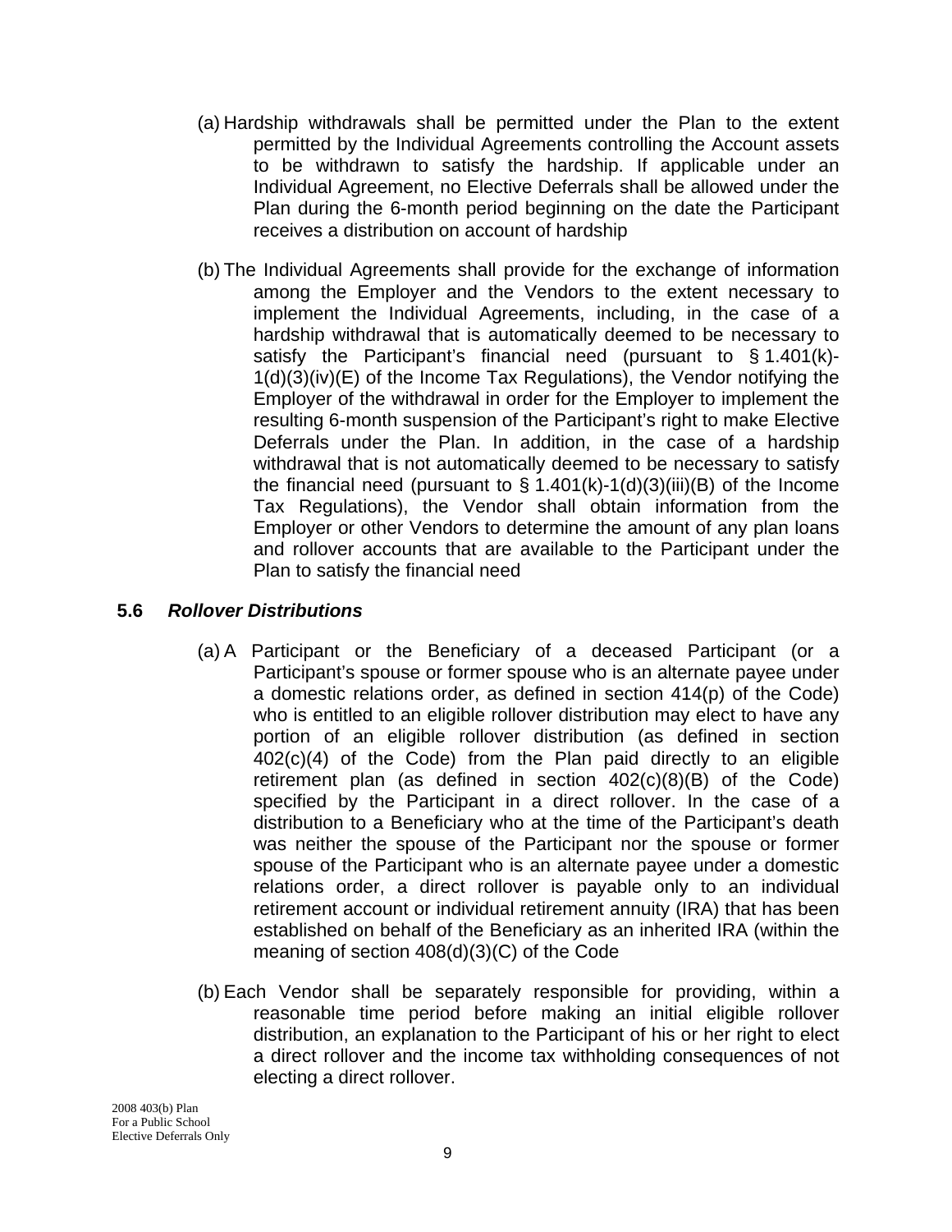(a) Hardship withdrawals shall be permitted under the Plan to the extent permitted by the Individual Agreements controlling the Account assets to be withdrawn to satisfy the hardship. If applicable under an Individual Agreement, no Elective Deferrals shall be allowed under the Plan during the 6-month period beginning on the date the Participant receives a distribution on account of hardship

(b) The Individual Agreements shall provide for the exchange of information among the Employer and the Vendors to the extent necessary to implement the Individual Agreements, including, in the case of a hardship withdrawal that is automatically deemed to be necessary to satisfy the Participant's financial need (pursuant to § 1.401(k)-1(d)(3)(iv)(E) of the Income Tax Regulations), the Vendor notifying the Employer of the withdrawal in order for the Employer to implement the resulting 6-month suspension of the Participant's right to make Elective Deferrals under the Plan. In addition, in the case of a hardship withdrawal that is not automatically deemed to be necessary to satisfy the financial need (pursuant to § 1.401(k)-1(d)(3)(iii)(B) of the Income Tax Regulations), the Vendor shall obtain information from the Employer or other Vendors to determine the amount of any plan loans and rollover accounts that are available to the Participant under the Plan to satisfy the financial need

### 5.6 *Rollover Distributions*

(a) A Participant or the Beneficiary of a deceased Participant (or a Participant's spouse or former spouse who is an alternate payee under a domestic relations order, as defined in section 414(p) of the Code) who is entitled to an eligible rollover distribution may elect to have any portion of an eligible rollover distribution (as defined in section 402(c)(4) of the Code) from the Plan paid directly to an eligible retirement plan (as defined in section 402(c)(8)(B) of the Code) specified by the Participant in a direct rollover. In the case of a distribution to a Beneficiary who at the time of the Participant's death was neither the spouse of the Participant nor the spouse or former spouse of the Participant who is an alternate payee under a domestic relations order, a direct rollover is payable only to an individual retirement account or individual retirement annuity (IRA) that has been established on behalf of the Beneficiary as an inherited IRA (within the meaning of section 408(d)(3)(C) of the Code

(b) Each Vendor shall be separately responsible for providing, within a reasonable time period before making an initial eligible rollover distribution, an explanation to the Participant of his or her right to elect a direct rollover and the income tax withholding consequences of not electing a direct rollover.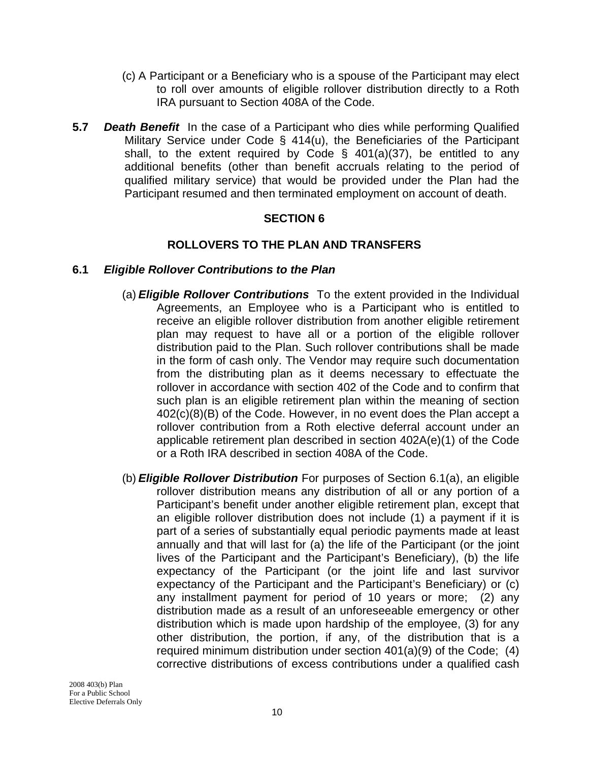(c) A Participant or a Beneficiary who is a spouse of the Participant may elect to roll over amounts of eligible rollover distribution directly to a Roth IRA pursuant to Section 408A of the Code.

**5.7** ***Death Benefit*** In the case of a Participant who dies while performing Qualified Military Service under Code § 414(u), the Beneficiaries of the Participant shall, to the extent required by Code § 401(a)(37), be entitled to any additional benefits (other than benefit accruals relating to the period of qualified military service) that would be provided under the Plan had the Participant resumed and then terminated employment on account of death.

## SECTION 6

## ROLLOVERS TO THE PLAN AND TRANSFERS

**6.1** ***Eligible Rollover Contributions to the Plan***

(a) ***Eligible Rollover Contributions*** To the extent provided in the Individual Agreements, an Employee who is a Participant who is entitled to receive an eligible rollover distribution from another eligible retirement plan may request to have all or a portion of the eligible rollover distribution paid to the Plan. Such rollover contributions shall be made in the form of cash only. The Vendor may require such documentation from the distributing plan as it deems necessary to effectuate the rollover in accordance with section 402 of the Code and to confirm that such plan is an eligible retirement plan within the meaning of section 402(c)(8)(B) of the Code. However, in no event does the Plan accept a rollover contribution from a Roth elective deferral account under an applicable retirement plan described in section 402A(e)(1) of the Code or a Roth IRA described in section 408A of the Code.

(b) ***Eligible Rollover Distribution*** For purposes of Section 6.1(a), an eligible rollover distribution means any distribution of all or any portion of a Participant's benefit under another eligible retirement plan, except that an eligible rollover distribution does not include (1) a payment if it is part of a series of substantially equal periodic payments made at least annually and that will last for (a) the life of the Participant (or the joint lives of the Participant and the Participant's Beneficiary), (b) the life expectancy of the Participant (or the joint life and last survivor expectancy of the Participant and the Participant's Beneficiary) or (c) any installment payment for period of 10 years or more; (2) any distribution made as a result of an unforeseeable emergency or other distribution which is made upon hardship of the employee, (3) for any other distribution, the portion, if any, of the distribution that is a required minimum distribution under section 401(a)(9) of the Code; (4) corrective distributions of excess contributions under a qualified cash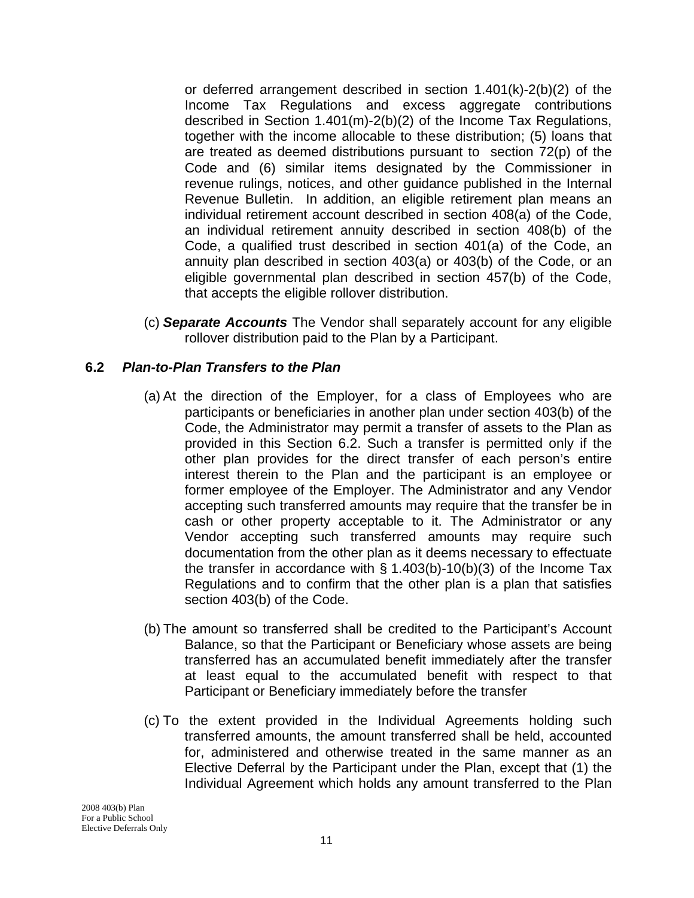or deferred arrangement described in section 1.401(k)-2(b)(2) of the Income Tax Regulations and excess aggregate contributions described in Section 1.401(m)-2(b)(2) of the Income Tax Regulations, together with the income allocable to these distribution; (5) loans that are treated as deemed distributions pursuant to section 72(p) of the Code and (6) similar items designated by the Commissioner in revenue rulings, notices, and other guidance published in the Internal Revenue Bulletin. In addition, an eligible retirement plan means an individual retirement account described in section 408(a) of the Code, an individual retirement annuity described in section 408(b) of the Code, a qualified trust described in section 401(a) of the Code, an annuity plan described in section 403(a) or 403(b) of the Code, or an eligible governmental plan described in section 457(b) of the Code, that accepts the eligible rollover distribution.

(c) ***Separate Accounts*** The Vendor shall separately account for any eligible rollover distribution paid to the Plan by a Participant.

### 6.2 *Plan-to-Plan Transfers to the Plan*

(a) At the direction of the Employer, for a class of Employees who are participants or beneficiaries in another plan under section 403(b) of the Code, the Administrator may permit a transfer of assets to the Plan as provided in this Section 6.2. Such a transfer is permitted only if the other plan provides for the direct transfer of each person's entire interest therein to the Plan and the participant is an employee or former employee of the Employer. The Administrator and any Vendor accepting such transferred amounts may require that the transfer be in cash or other property acceptable to it. The Administrator or any Vendor accepting such transferred amounts may require such documentation from the other plan as it deems necessary to effectuate the transfer in accordance with § 1.403(b)-10(b)(3) of the Income Tax Regulations and to confirm that the other plan is a plan that satisfies section 403(b) of the Code.

(b) The amount so transferred shall be credited to the Participant's Account Balance, so that the Participant or Beneficiary whose assets are being transferred has an accumulated benefit immediately after the transfer at least equal to the accumulated benefit with respect to that Participant or Beneficiary immediately before the transfer

(c) To the extent provided in the Individual Agreements holding such transferred amounts, the amount transferred shall be held, accounted for, administered and otherwise treated in the same manner as an Elective Deferral by the Participant under the Plan, except that (1) the Individual Agreement which holds any amount transferred to the Plan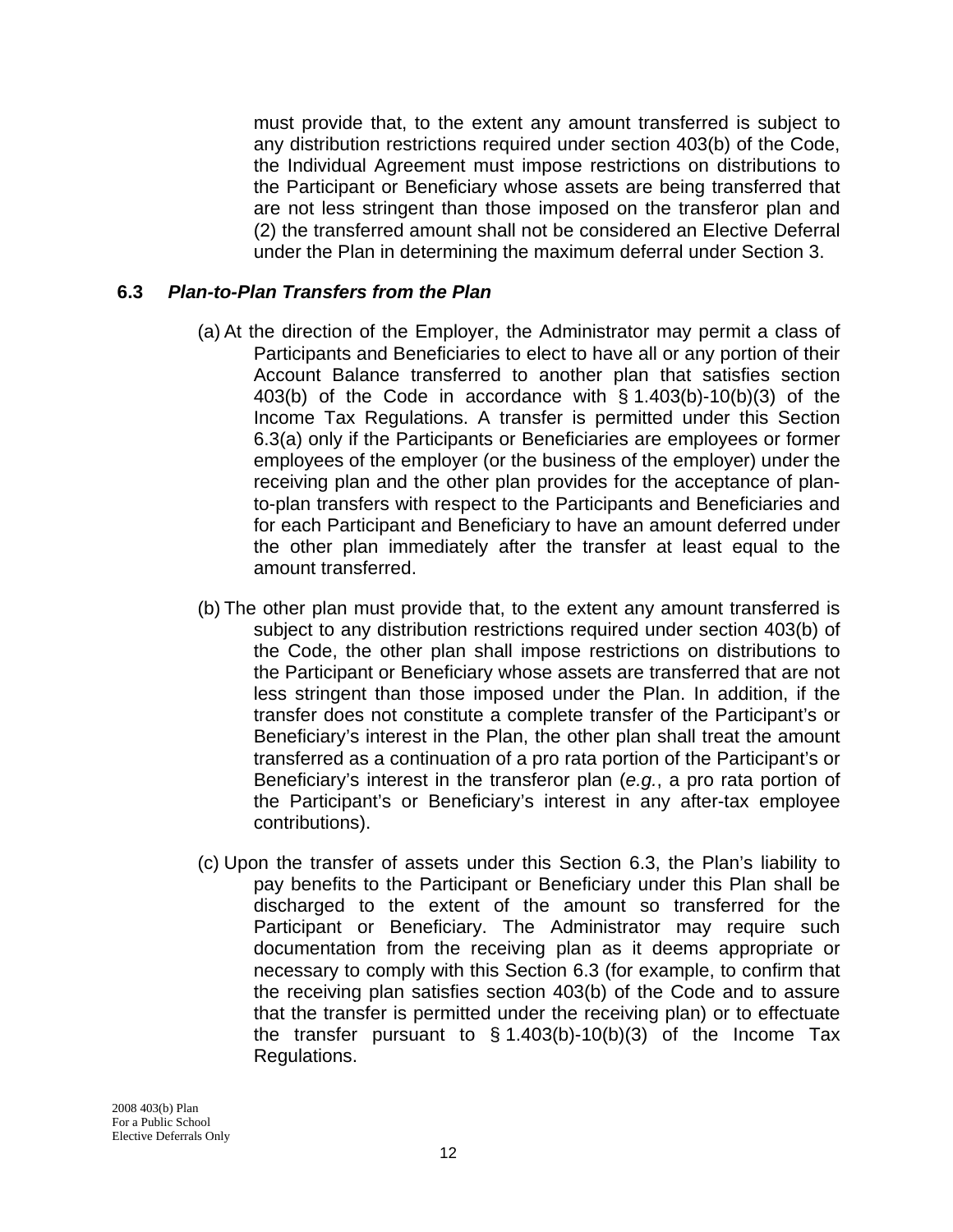must provide that, to the extent any amount transferred is subject to any distribution restrictions required under section 403(b) of the Code, the Individual Agreement must impose restrictions on distributions to the Participant or Beneficiary whose assets are being transferred that are not less stringent than those imposed on the transferor plan and (2) the transferred amount shall not be considered an Elective Deferral under the Plan in determining the maximum deferral under Section 3.

### 6.3 *Plan-to-Plan Transfers from the Plan*

(a) At the direction of the Employer, the Administrator may permit a class of Participants and Beneficiaries to elect to have all or any portion of their Account Balance transferred to another plan that satisfies section 403(b) of the Code in accordance with § 1.403(b)-10(b)(3) of the Income Tax Regulations. A transfer is permitted under this Section 6.3(a) only if the Participants or Beneficiaries are employees or former employees of the employer (or the business of the employer) under the receiving plan and the other plan provides for the acceptance of plan-to-plan transfers with respect to the Participants and Beneficiaries and for each Participant and Beneficiary to have an amount deferred under the other plan immediately after the transfer at least equal to the amount transferred.

(b) The other plan must provide that, to the extent any amount transferred is subject to any distribution restrictions required under section 403(b) of the Code, the other plan shall impose restrictions on distributions to the Participant or Beneficiary whose assets are transferred that are not less stringent than those imposed under the Plan. In addition, if the transfer does not constitute a complete transfer of the Participant's or Beneficiary's interest in the Plan, the other plan shall treat the amount transferred as a continuation of a pro rata portion of the Participant's or Beneficiary's interest in the transferor plan (*e.g.*, a pro rata portion of the Participant's or Beneficiary's interest in any after-tax employee contributions).

(c) Upon the transfer of assets under this Section 6.3, the Plan's liability to pay benefits to the Participant or Beneficiary under this Plan shall be discharged to the extent of the amount so transferred for the Participant or Beneficiary. The Administrator may require such documentation from the receiving plan as it deems appropriate or necessary to comply with this Section 6.3 (for example, to confirm that the receiving plan satisfies section 403(b) of the Code and to assure that the transfer is permitted under the receiving plan) or to effectuate the transfer pursuant to § 1.403(b)-10(b)(3) of the Income Tax Regulations.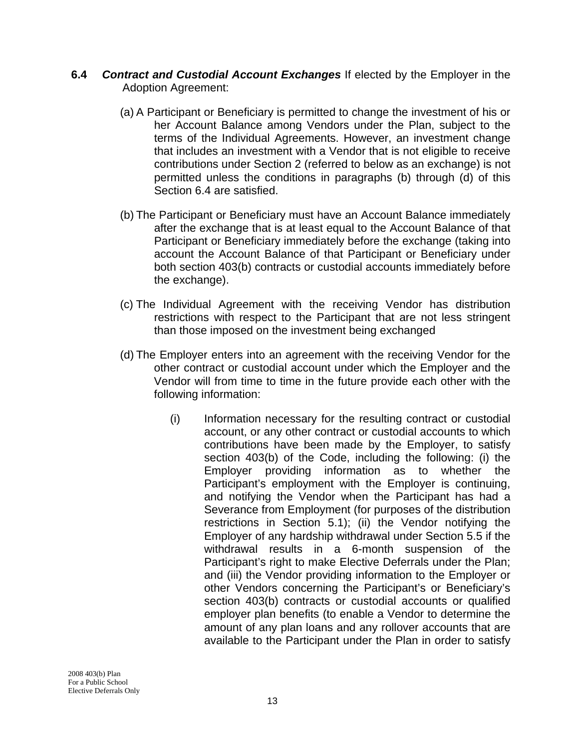**6.4** ***Contract and Custodial Account Exchanges*** If elected by the Employer in the Adoption Agreement:

(a) A Participant or Beneficiary is permitted to change the investment of his or her Account Balance among Vendors under the Plan, subject to the terms of the Individual Agreements. However, an investment change that includes an investment with a Vendor that is not eligible to receive contributions under Section 2 (referred to below as an exchange) is not permitted unless the conditions in paragraphs (b) through (d) of this Section 6.4 are satisfied.

(b) The Participant or Beneficiary must have an Account Balance immediately after the exchange that is at least equal to the Account Balance of that Participant or Beneficiary immediately before the exchange (taking into account the Account Balance of that Participant or Beneficiary under both section 403(b) contracts or custodial accounts immediately before the exchange).

(c) The Individual Agreement with the receiving Vendor has distribution restrictions with respect to the Participant that are not less stringent than those imposed on the investment being exchanged

(d) The Employer enters into an agreement with the receiving Vendor for the other contract or custodial account under which the Employer and the Vendor will from time to time in the future provide each other with the following information:

(i) Information necessary for the resulting contract or custodial account, or any other contract or custodial accounts to which contributions have been made by the Employer, to satisfy section 403(b) of the Code, including the following: (i) the Employer providing information as to whether the Participant's employment with the Employer is continuing, and notifying the Vendor when the Participant has had a Severance from Employment (for purposes of the distribution restrictions in Section 5.1); (ii) the Vendor notifying the Employer of any hardship withdrawal under Section 5.5 if the withdrawal results in a 6-month suspension of the Participant's right to make Elective Deferrals under the Plan; and (iii) the Vendor providing information to the Employer or other Vendors concerning the Participant's or Beneficiary's section 403(b) contracts or custodial accounts or qualified employer plan benefits (to enable a Vendor to determine the amount of any plan loans and any rollover accounts that are available to the Participant under the Plan in order to satisfy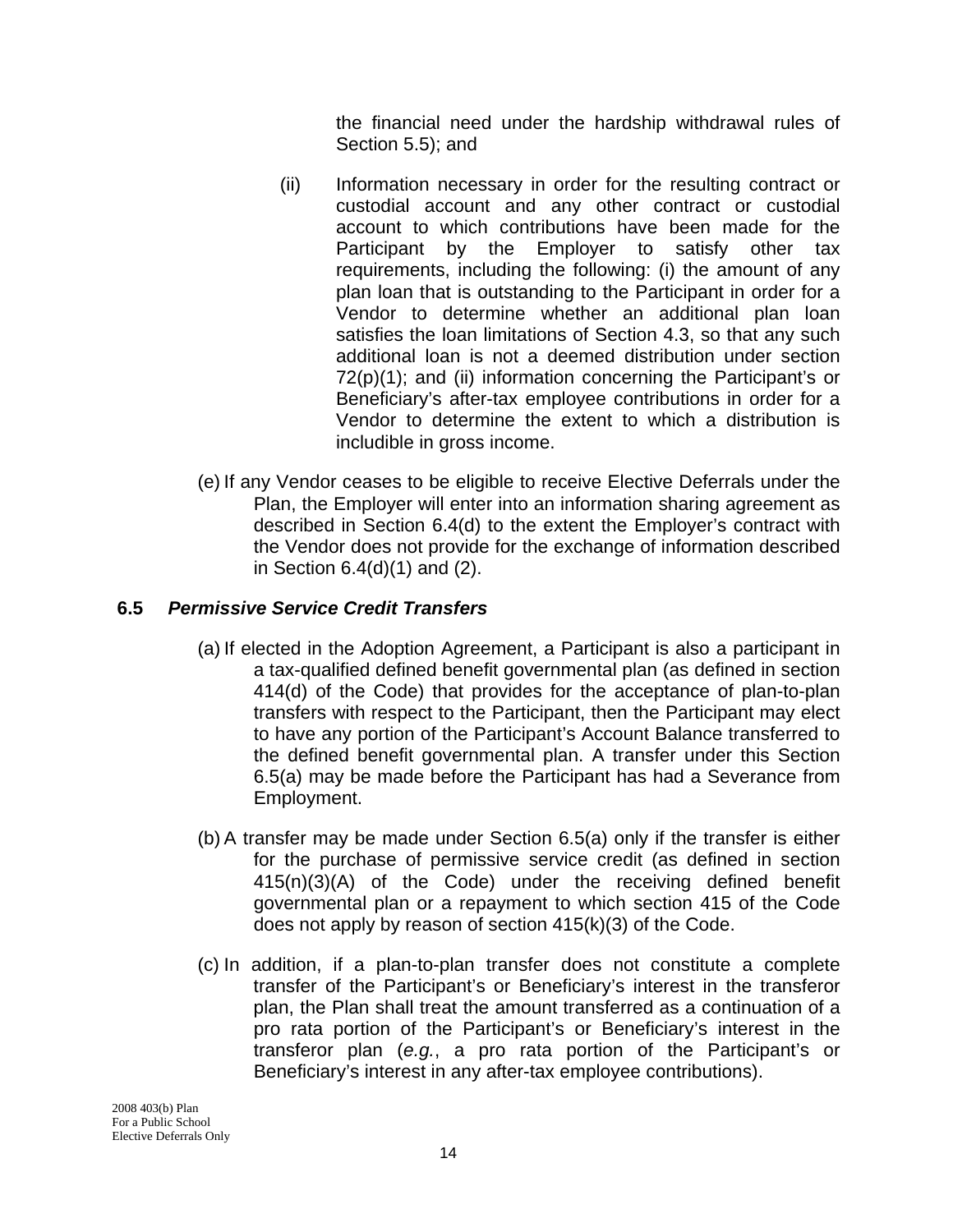the financial need under the hardship withdrawal rules of Section 5.5); and

(ii) Information necessary in order for the resulting contract or custodial account and any other contract or custodial account to which contributions have been made for the Participant by the Employer to satisfy other tax requirements, including the following: (i) the amount of any plan loan that is outstanding to the Participant in order for a Vendor to determine whether an additional plan loan satisfies the loan limitations of Section 4.3, so that any such additional loan is not a deemed distribution under section 72(p)(1); and (ii) information concerning the Participant's or Beneficiary's after-tax employee contributions in order for a Vendor to determine the extent to which a distribution is includible in gross income.

(e) If any Vendor ceases to be eligible to receive Elective Deferrals under the Plan, the Employer will enter into an information sharing agreement as described in Section 6.4(d) to the extent the Employer's contract with the Vendor does not provide for the exchange of information described in Section 6.4(d)(1) and (2).

### 6.5 *Permissive Service Credit Transfers*

(a) If elected in the Adoption Agreement, a Participant is also a participant in a tax-qualified defined benefit governmental plan (as defined in section 414(d) of the Code) that provides for the acceptance of plan-to-plan transfers with respect to the Participant, then the Participant may elect to have any portion of the Participant's Account Balance transferred to the defined benefit governmental plan. A transfer under this Section 6.5(a) may be made before the Participant has had a Severance from Employment.

(b) A transfer may be made under Section 6.5(a) only if the transfer is either for the purchase of permissive service credit (as defined in section 415(n)(3)(A) of the Code) under the receiving defined benefit governmental plan or a repayment to which section 415 of the Code does not apply by reason of section 415(k)(3) of the Code.

(c) In addition, if a plan-to-plan transfer does not constitute a complete transfer of the Participant's or Beneficiary's interest in the transferor plan, the Plan shall treat the amount transferred as a continuation of a pro rata portion of the Participant's or Beneficiary's interest in the transferor plan (*e.g.*, a pro rata portion of the Participant's or Beneficiary's interest in any after-tax employee contributions).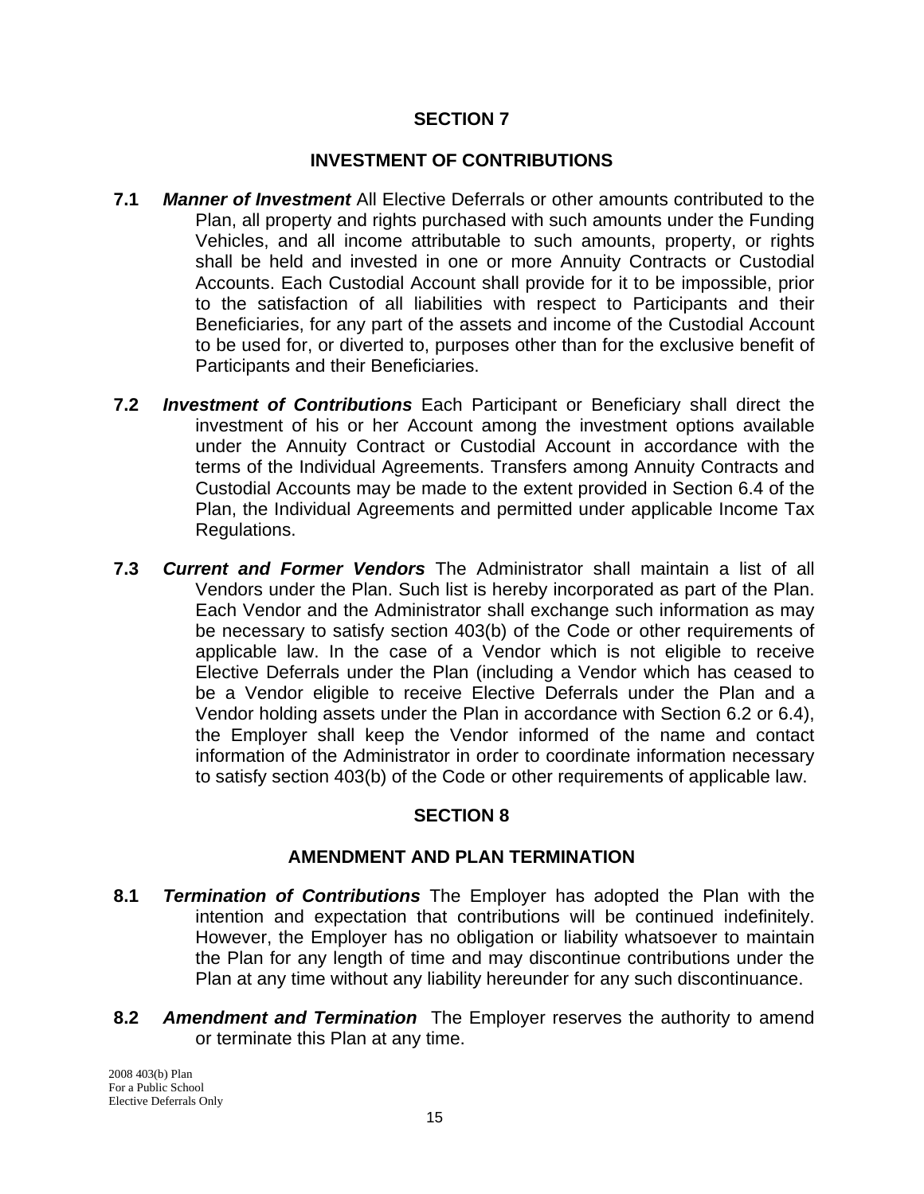## SECTION 7

## INVESTMENT OF CONTRIBUTIONS

**7.1** ***Manner of Investment*** All Elective Deferrals or other amounts contributed to the Plan, all property and rights purchased with such amounts under the Funding Vehicles, and all income attributable to such amounts, property, or rights shall be held and invested in one or more Annuity Contracts or Custodial Accounts. Each Custodial Account shall provide for it to be impossible, prior to the satisfaction of all liabilities with respect to Participants and their Beneficiaries, for any part of the assets and income of the Custodial Account to be used for, or diverted to, purposes other than for the exclusive benefit of Participants and their Beneficiaries.

**7.2** ***Investment of Contributions*** Each Participant or Beneficiary shall direct the investment of his or her Account among the investment options available under the Annuity Contract or Custodial Account in accordance with the terms of the Individual Agreements. Transfers among Annuity Contracts and Custodial Accounts may be made to the extent provided in Section 6.4 of the Plan, the Individual Agreements and permitted under applicable Income Tax Regulations.

**7.3** ***Current and Former Vendors*** The Administrator shall maintain a list of all Vendors under the Plan. Such list is hereby incorporated as part of the Plan. Each Vendor and the Administrator shall exchange such information as may be necessary to satisfy section 403(b) of the Code or other requirements of applicable law. In the case of a Vendor which is not eligible to receive Elective Deferrals under the Plan (including a Vendor which has ceased to be a Vendor eligible to receive Elective Deferrals under the Plan and a Vendor holding assets under the Plan in accordance with Section 6.2 or 6.4), the Employer shall keep the Vendor informed of the name and contact information of the Administrator in order to coordinate information necessary to satisfy section 403(b) of the Code or other requirements of applicable law.

## SECTION 8

## AMENDMENT AND PLAN TERMINATION

**8.1** ***Termination of Contributions*** The Employer has adopted the Plan with the intention and expectation that contributions will be continued indefinitely. However, the Employer has no obligation or liability whatsoever to maintain the Plan for any length of time and may discontinue contributions under the Plan at any time without any liability hereunder for any such discontinuance.

**8.2** ***Amendment and Termination*** The Employer reserves the authority to amend or terminate this Plan at any time.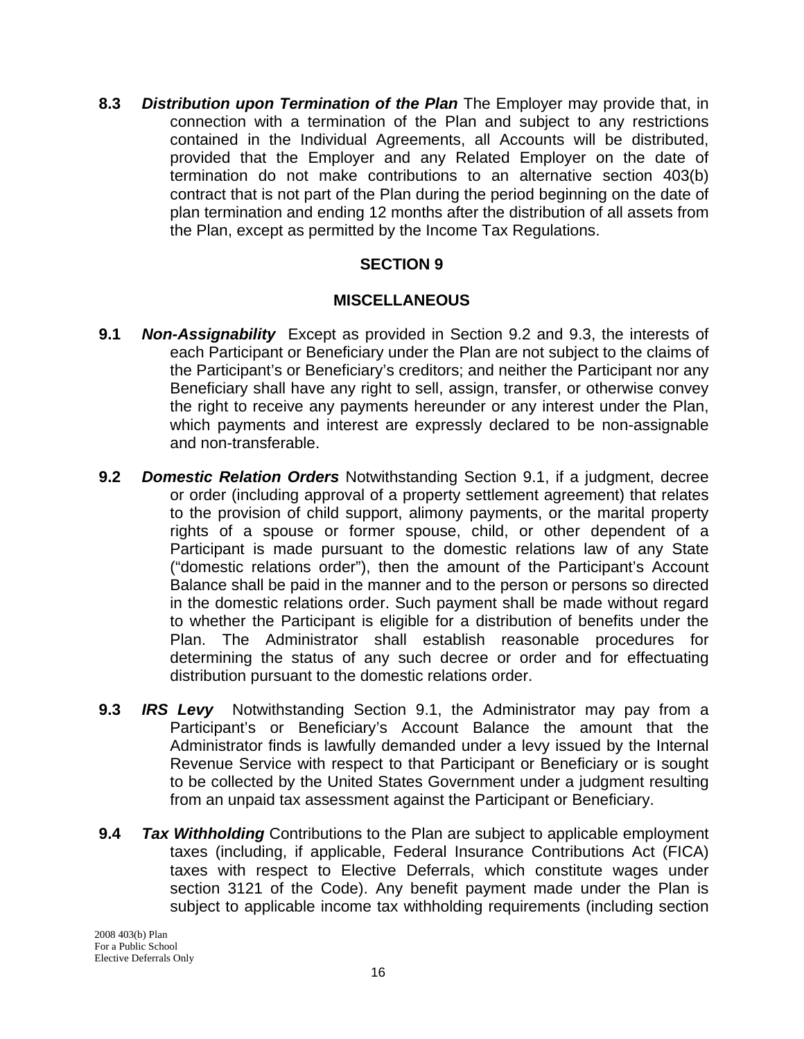**8.3** ***Distribution upon Termination of the Plan*** The Employer may provide that, in connection with a termination of the Plan and subject to any restrictions contained in the Individual Agreements, all Accounts will be distributed, provided that the Employer and any Related Employer on the date of termination do not make contributions to an alternative section 403(b) contract that is not part of the Plan during the period beginning on the date of plan termination and ending 12 months after the distribution of all assets from the Plan, except as permitted by the Income Tax Regulations.

## SECTION 9

## MISCELLANEOUS

**9.1** ***Non-Assignability*** Except as provided in Section 9.2 and 9.3, the interests of each Participant or Beneficiary under the Plan are not subject to the claims of the Participant's or Beneficiary's creditors; and neither the Participant nor any Beneficiary shall have any right to sell, assign, transfer, or otherwise convey the right to receive any payments hereunder or any interest under the Plan, which payments and interest are expressly declared to be non-assignable and non-transferable.

**9.2** ***Domestic Relation Orders*** Notwithstanding Section 9.1, if a judgment, decree or order (including approval of a property settlement agreement) that relates to the provision of child support, alimony payments, or the marital property rights of a spouse or former spouse, child, or other dependent of a Participant is made pursuant to the domestic relations law of any State ("domestic relations order"), then the amount of the Participant's Account Balance shall be paid in the manner and to the person or persons so directed in the domestic relations order. Such payment shall be made without regard to whether the Participant is eligible for a distribution of benefits under the Plan. The Administrator shall establish reasonable procedures for determining the status of any such decree or order and for effectuating distribution pursuant to the domestic relations order.

**9.3** ***IRS Levy*** Notwithstanding Section 9.1, the Administrator may pay from a Participant's or Beneficiary's Account Balance the amount that the Administrator finds is lawfully demanded under a levy issued by the Internal Revenue Service with respect to that Participant or Beneficiary or is sought to be collected by the United States Government under a judgment resulting from an unpaid tax assessment against the Participant or Beneficiary.

**9.4** ***Tax Withholding*** Contributions to the Plan are subject to applicable employment taxes (including, if applicable, Federal Insurance Contributions Act (FICA) taxes with respect to Elective Deferrals, which constitute wages under section 3121 of the Code). Any benefit payment made under the Plan is subject to applicable income tax withholding requirements (including section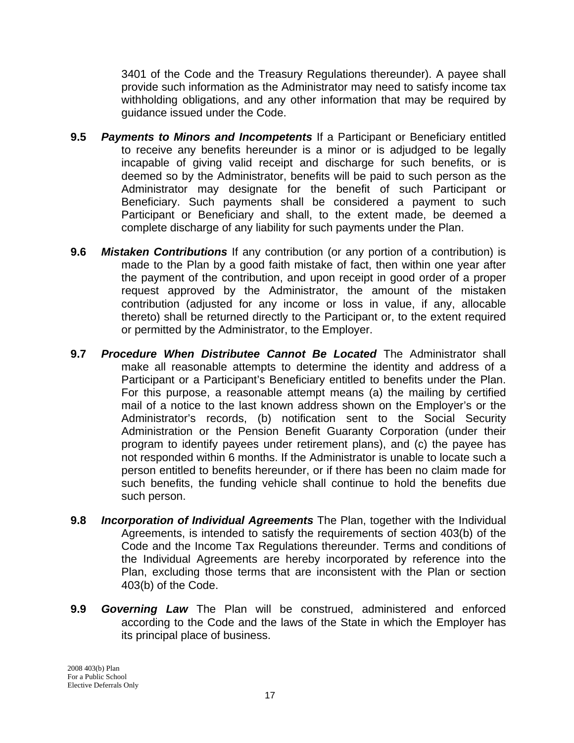3401 of the Code and the Treasury Regulations thereunder). A payee shall provide such information as the Administrator may need to satisfy income tax withholding obligations, and any other information that may be required by guidance issued under the Code.

**9.5** ***Payments to Minors and Incompetents*** If a Participant or Beneficiary entitled to receive any benefits hereunder is a minor or is adjudged to be legally incapable of giving valid receipt and discharge for such benefits, or is deemed so by the Administrator, benefits will be paid to such person as the Administrator may designate for the benefit of such Participant or Beneficiary. Such payments shall be considered a payment to such Participant or Beneficiary and shall, to the extent made, be deemed a complete discharge of any liability for such payments under the Plan.

**9.6** ***Mistaken Contributions*** If any contribution (or any portion of a contribution) is made to the Plan by a good faith mistake of fact, then within one year after the payment of the contribution, and upon receipt in good order of a proper request approved by the Administrator, the amount of the mistaken contribution (adjusted for any income or loss in value, if any, allocable thereto) shall be returned directly to the Participant or, to the extent required or permitted by the Administrator, to the Employer.

**9.7** ***Procedure When Distributee Cannot Be Located*** The Administrator shall make all reasonable attempts to determine the identity and address of a Participant or a Participant's Beneficiary entitled to benefits under the Plan. For this purpose, a reasonable attempt means (a) the mailing by certified mail of a notice to the last known address shown on the Employer's or the Administrator's records, (b) notification sent to the Social Security Administration or the Pension Benefit Guaranty Corporation (under their program to identify payees under retirement plans), and (c) the payee has not responded within 6 months. If the Administrator is unable to locate such a person entitled to benefits hereunder, or if there has been no claim made for such benefits, the funding vehicle shall continue to hold the benefits due such person.

**9.8** ***Incorporation of Individual Agreements*** The Plan, together with the Individual Agreements, is intended to satisfy the requirements of section 403(b) of the Code and the Income Tax Regulations thereunder. Terms and conditions of the Individual Agreements are hereby incorporated by reference into the Plan, excluding those terms that are inconsistent with the Plan or section 403(b) of the Code.

**9.9** ***Governing Law*** The Plan will be construed, administered and enforced according to the Code and the laws of the State in which the Employer has its principal place of business.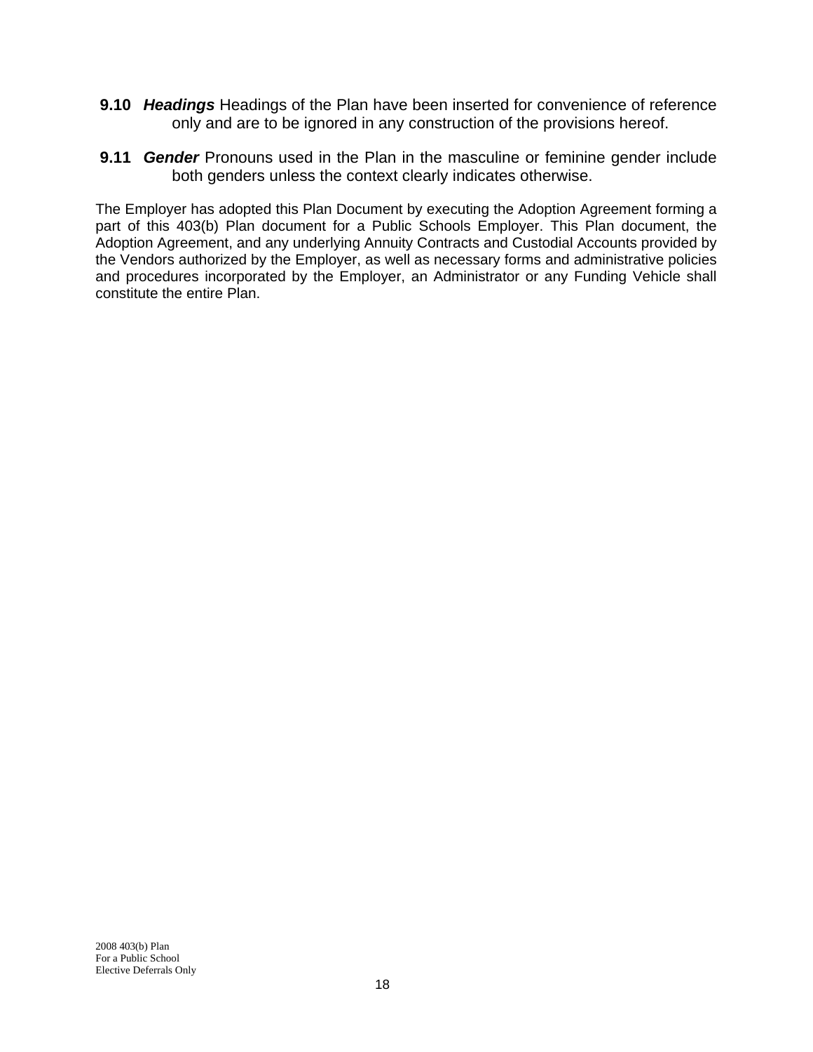**9.10** ***Headings*** Headings of the Plan have been inserted for convenience of reference only and are to be ignored in any construction of the provisions hereof.

**9.11** ***Gender*** Pronouns used in the Plan in the masculine or feminine gender include both genders unless the context clearly indicates otherwise.

The Employer has adopted this Plan Document by executing the Adoption Agreement forming a part of this 403(b) Plan document for a Public Schools Employer. This Plan document, the Adoption Agreement, and any underlying Annuity Contracts and Custodial Accounts provided by the Vendors authorized by the Employer, as well as necessary forms and administrative policies and procedures incorporated by the Employer, an Administrator or any Funding Vehicle shall constitute the entire Plan.